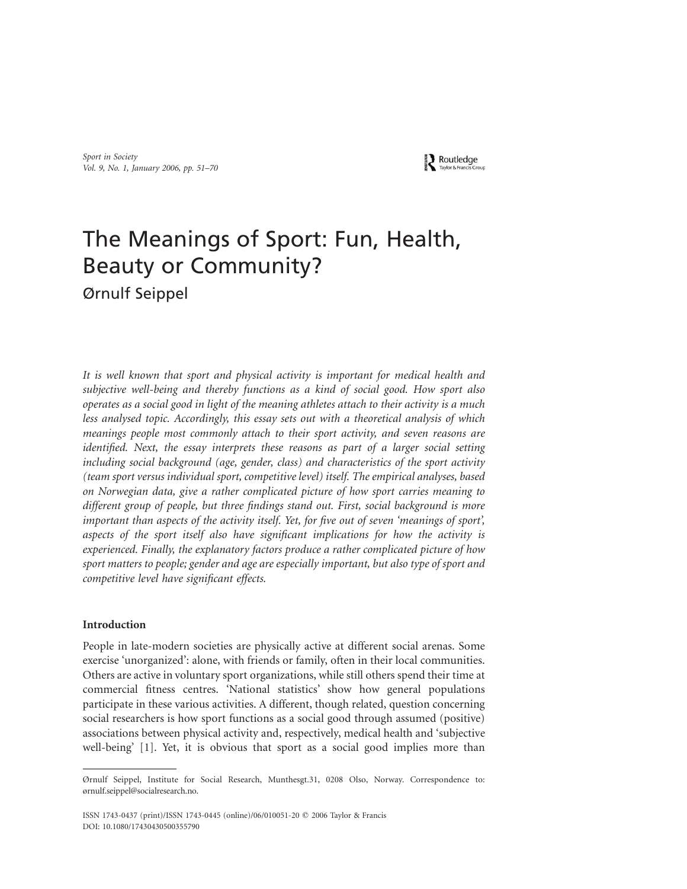# The Meanings of Sport: Fun, Health, Beauty or Community?

Ørnulf Seippel

*It is well known that sport and physical activity is important for medical health and subjective well-being and thereby functions as a kind of social good. How sport also operates as a social good in light of the meaning athletes attach to their activity is a much less analysed topic. Accordingly, this essay sets out with a theoretical analysis of which meanings people most commonly attach to their sport activity, and seven reasons are identified. Next, the essay interprets these reasons as part of a larger social setting including social background (age, gender, class) and characteristics of the sport activity (team sport versus individual sport, competitive level) itself. The empirical analyses, based on Norwegian data, give a rather complicated picture of how sport carries meaning to different group of people, but three findings stand out. First, social background is more important than aspects of the activity itself. Yet, for five out of seven 'meanings of sport', aspects of the sport itself also have significant implications for how the activity is experienced. Finally, the explanatory factors produce a rather complicated picture of how sport matters to people; gender and age are especially important, but also type of sport and competitive level have significant effects.*

## Introduction

People in late-modern societies are physically active at different social arenas. Some exercise 'unorganized': alone, with friends or family, often in their local communities. Others are active in voluntary sport organizations, while still others spend their time at commercial fitness centres. 'National statistics' show how general populations participate in these various activities. A different, though related, question concerning social researchers is how sport functions as a social good through assumed (positive) associations between physical activity and, respectively, medical health and 'subjective well-being' [1]. Yet, it is obvious that sport as a social good implies more than

---

Ørnulf Seippel, Institute for Social Research, Munthesgt.31, 0208 Olso, Norway. Correspondence to: ørnulf.seippel@socialresearch.no.

ISSN 1743-0437 (print)/ISSN 1743-0445 (online)/06/010051-20 © 2006 Taylor & Francis
DOI: 10.1080/17430430500355790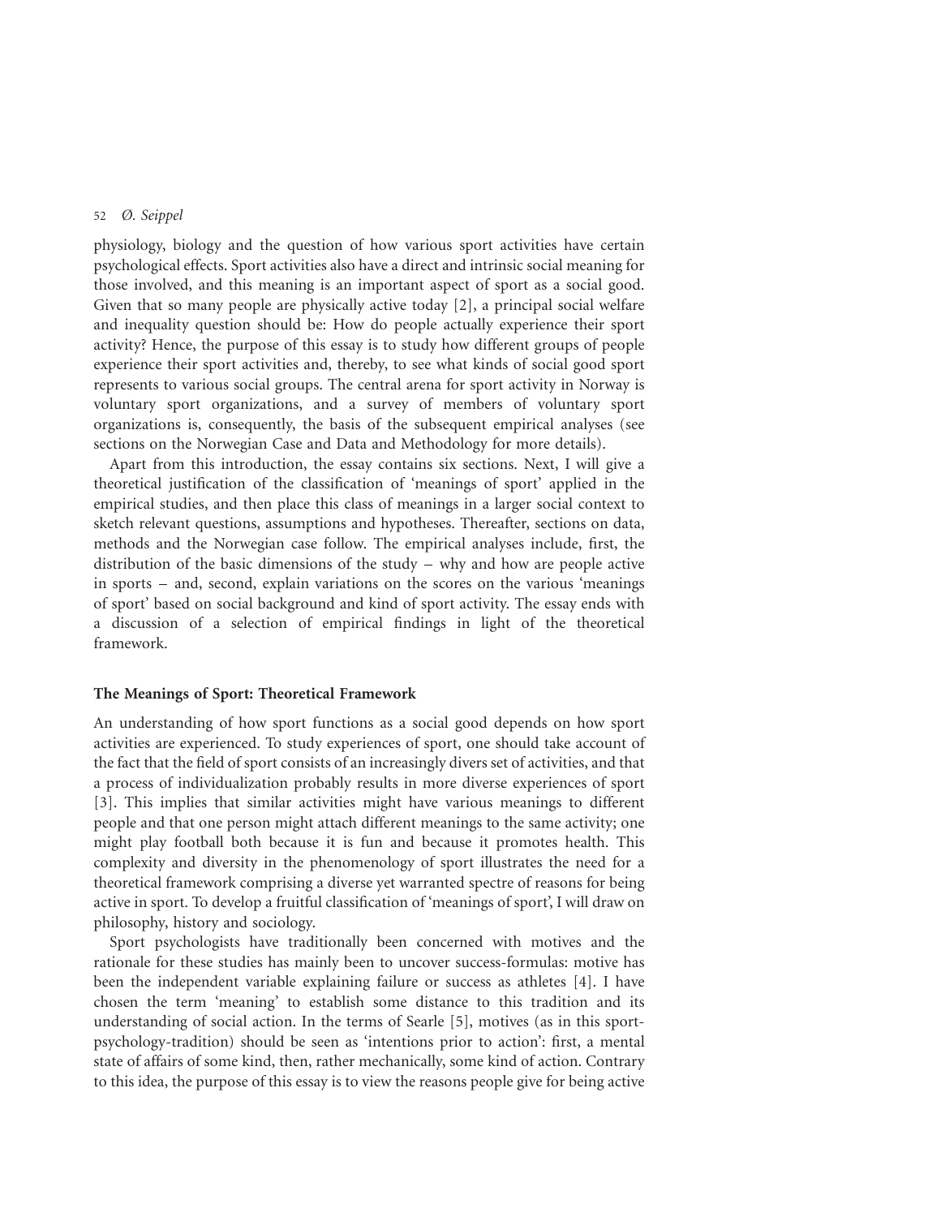physiology, biology and the question of how various sport activities have certain psychological effects. Sport activities also have a direct and intrinsic social meaning for those involved, and this meaning is an important aspect of sport as a social good. Given that so many people are physically active today [2], a principal social welfare and inequality question should be: How do people actually experience their sport activity? Hence, the purpose of this essay is to study how different groups of people experience their sport activities and, thereby, to see what kinds of social good sport represents to various social groups. The central arena for sport activity in Norway is voluntary sport organizations, and a survey of members of voluntary sport organizations is, consequently, the basis of the subsequent empirical analyses (see sections on the Norwegian Case and Data and Methodology for more details).

Apart from this introduction, the essay contains six sections. Next, I will give a theoretical justification of the classification of 'meanings of sport' applied in the empirical studies, and then place this class of meanings in a larger social context to sketch relevant questions, assumptions and hypotheses. Thereafter, sections on data, methods and the Norwegian case follow. The empirical analyses include, first, the distribution of the basic dimensions of the study – why and how are people active in sports – and, second, explain variations on the scores on the various 'meanings of sport' based on social background and kind of sport activity. The essay ends with a discussion of a selection of empirical findings in light of the theoretical framework.

## The Meanings of Sport: Theoretical Framework

An understanding of how sport functions as a social good depends on how sport activities are experienced. To study experiences of sport, one should take account of the fact that the field of sport consists of an increasingly divers set of activities, and that a process of individualization probably results in more diverse experiences of sport [3]. This implies that similar activities might have various meanings to different people and that one person might attach different meanings to the same activity; one might play football both because it is fun and because it promotes health. This complexity and diversity in the phenomenology of sport illustrates the need for a theoretical framework comprising a diverse yet warranted spectre of reasons for being active in sport. To develop a fruitful classification of 'meanings of sport', I will draw on philosophy, history and sociology.

Sport psychologists have traditionally been concerned with motives and the rationale for these studies has mainly been to uncover success-formulas: motive has been the independent variable explaining failure or success as athletes [4]. I have chosen the term 'meaning' to establish some distance to this tradition and its understanding of social action. In the terms of Searle [5], motives (as in this sport-psychology-tradition) should be seen as 'intentions prior to action': first, a mental state of affairs of some kind, then, rather mechanically, some kind of action. Contrary to this idea, the purpose of this essay is to view the reasons people give for being active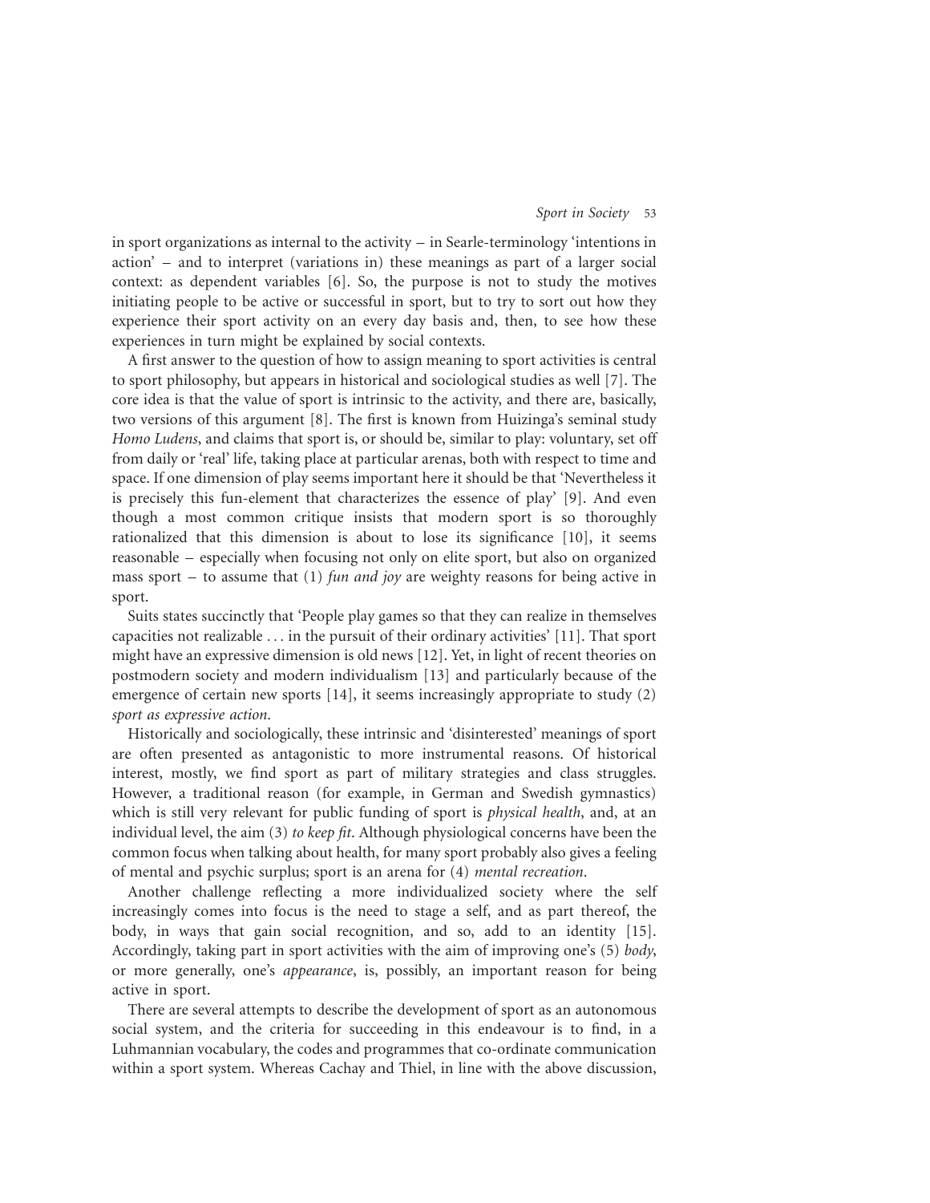in sport organizations as internal to the activity – in Searle-terminology 'intentions in action' – and to interpret (variations in) these meanings as part of a larger social context: as dependent variables [6]. So, the purpose is not to study the motives initiating people to be active or successful in sport, but to try to sort out how they experience their sport activity on an every day basis and, then, to see how these experiences in turn might be explained by social contexts.

A first answer to the question of how to assign meaning to sport activities is central to sport philosophy, but appears in historical and sociological studies as well [7]. The core idea is that the value of sport is intrinsic to the activity, and there are, basically, two versions of this argument [8]. The first is known from Huizinga's seminal study *Homo Ludens*, and claims that sport is, or should be, similar to play: voluntary, set off from daily or 'real' life, taking place at particular arenas, both with respect to time and space. If one dimension of play seems important here it should be that 'Nevertheless it is precisely this fun-element that characterizes the essence of play' [9]. And even though a most common critique insists that modern sport is so thoroughly rationalized that this dimension is about to lose its significance [10], it seems reasonable – especially when focusing not only on elite sport, but also on organized mass sport – to assume that (1) *fun and joy* are weighty reasons for being active in sport.

Suits states succinctly that 'People play games so that they can realize in themselves capacities not realizable ... in the pursuit of their ordinary activities' [11]. That sport might have an expressive dimension is old news [12]. Yet, in light of recent theories on postmodern society and modern individualism [13] and particularly because of the emergence of certain new sports [14], it seems increasingly appropriate to study (2) *sport as expressive action*.

Historically and sociologically, these intrinsic and 'disinterested' meanings of sport are often presented as antagonistic to more instrumental reasons. Of historical interest, mostly, we find sport as part of military strategies and class struggles. However, a traditional reason (for example, in German and Swedish gymnastics) which is still very relevant for public funding of sport is *physical health*, and, at an individual level, the aim (3) *to keep fit*. Although physiological concerns have been the common focus when talking about health, for many sport probably also gives a feeling of mental and psychic surplus; sport is an arena for (4) *mental recreation*.

Another challenge reflecting a more individualized society where the self increasingly comes into focus is the need to stage a self, and as part thereof, the body, in ways that gain social recognition, and so, add to an identity [15]. Accordingly, taking part in sport activities with the aim of improving one's (5) *body*, or more generally, one's *appearance*, is, possibly, an important reason for being active in sport.

There are several attempts to describe the development of sport as an autonomous social system, and the criteria for succeeding in this endeavour is to find, in a Luhmannian vocabulary, the codes and programmes that co-ordinate communication within a sport system. Whereas Cachay and Thiel, in line with the above discussion,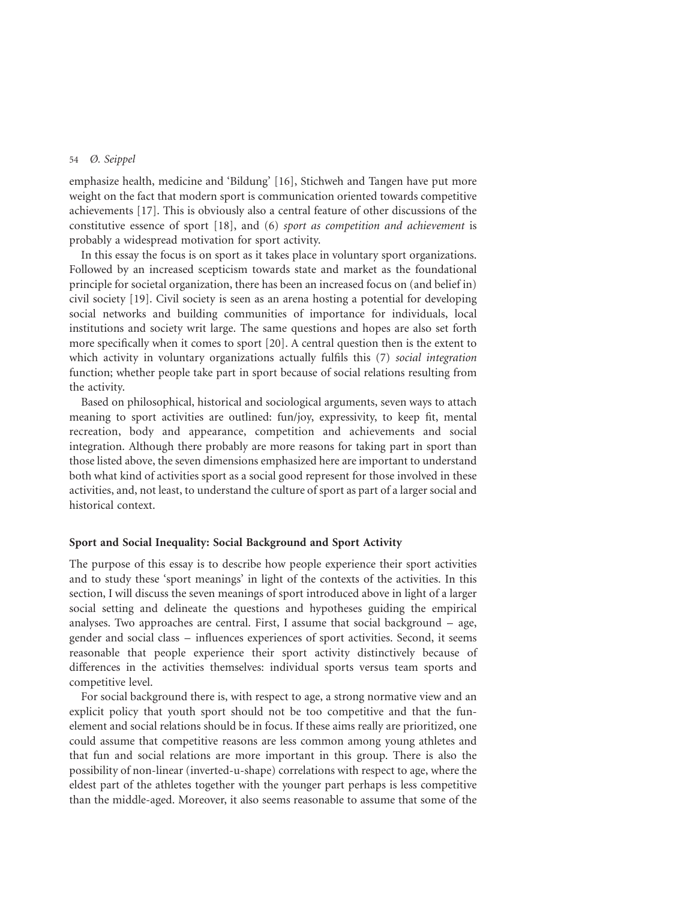emphasize health, medicine and 'Bildung' [16], Stichweh and Tangen have put more weight on the fact that modern sport is communication oriented towards competitive achievements [17]. This is obviously also a central feature of other discussions of the constitutive essence of sport [18], and (6) *sport as competition and achievement* is probably a widespread motivation for sport activity.

In this essay the focus is on sport as it takes place in voluntary sport organizations. Followed by an increased scepticism towards state and market as the foundational principle for societal organization, there has been an increased focus on (and belief in) civil society [19]. Civil society is seen as an arena hosting a potential for developing social networks and building communities of importance for individuals, local institutions and society writ large. The same questions and hopes are also set forth more specifically when it comes to sport [20]. A central question then is the extent to which activity in voluntary organizations actually fulfils this (7) *social integration* function; whether people take part in sport because of social relations resulting from the activity.

Based on philosophical, historical and sociological arguments, seven ways to attach meaning to sport activities are outlined: fun/joy, expressivity, to keep fit, mental recreation, body and appearance, competition and achievements and social integration. Although there probably are more reasons for taking part in sport than those listed above, the seven dimensions emphasized here are important to understand both what kind of activities sport as a social good represent for those involved in these activities, and, not least, to understand the culture of sport as part of a larger social and historical context.

## Sport and Social Inequality: Social Background and Sport Activity

The purpose of this essay is to describe how people experience their sport activities and to study these 'sport meanings' in light of the contexts of the activities. In this section, I will discuss the seven meanings of sport introduced above in light of a larger social setting and delineate the questions and hypotheses guiding the empirical analyses. Two approaches are central. First, I assume that social background – age, gender and social class – influences experiences of sport activities. Second, it seems reasonable that people experience their sport activity distinctively because of differences in the activities themselves: individual sports versus team sports and competitive level.

For social background there is, with respect to age, a strong normative view and an explicit policy that youth sport should not be too competitive and that the fun-element and social relations should be in focus. If these aims really are prioritized, one could assume that competitive reasons are less common among young athletes and that fun and social relations are more important in this group. There is also the possibility of non-linear (inverted-u-shape) correlations with respect to age, where the eldest part of the athletes together with the younger part perhaps is less competitive than the middle-aged. Moreover, it also seems reasonable to assume that some of the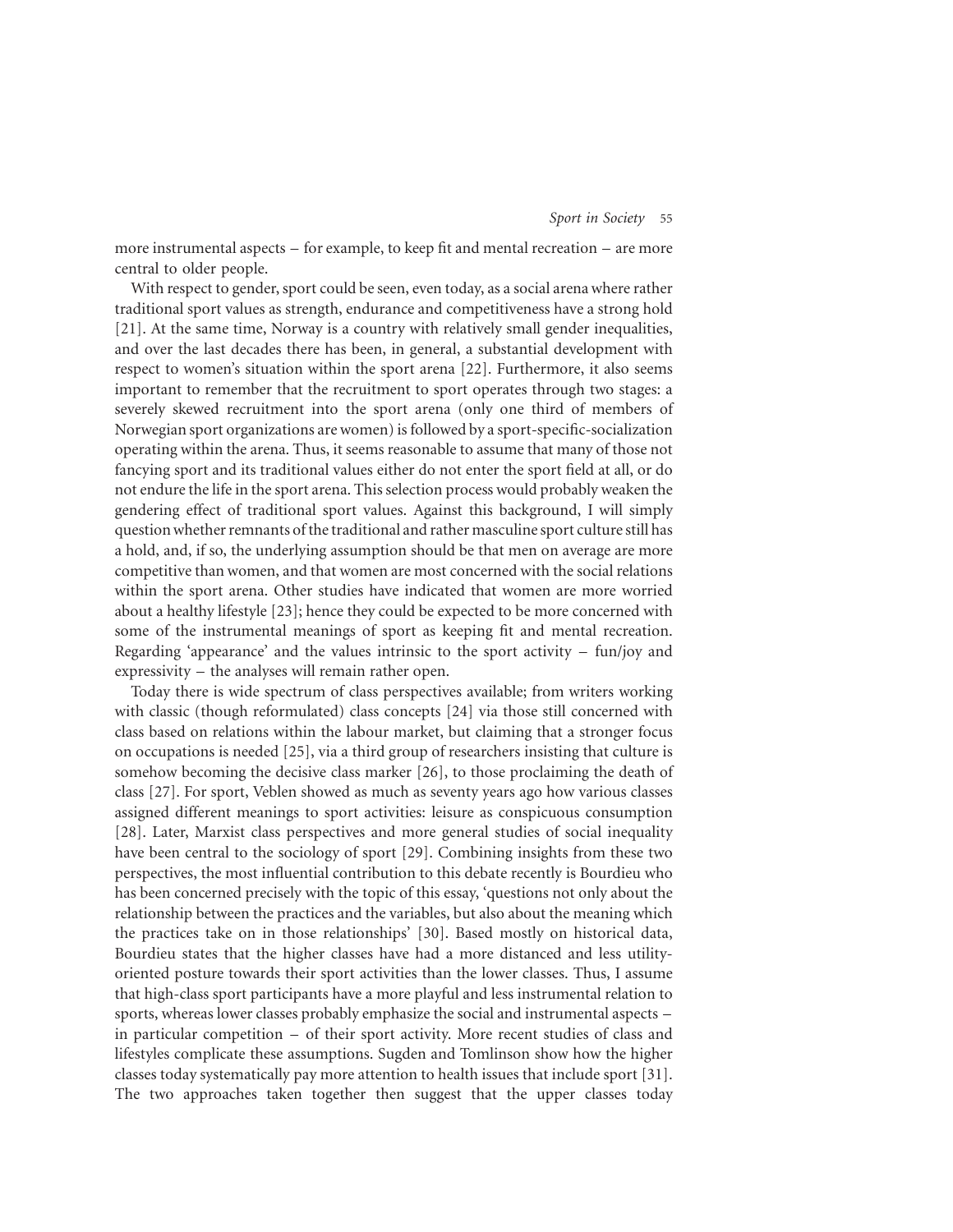more instrumental aspects – for example, to keep fit and mental recreation – are more central to older people.

With respect to gender, sport could be seen, even today, as a social arena where rather traditional sport values as strength, endurance and competitiveness have a strong hold [21]. At the same time, Norway is a country with relatively small gender inequalities, and over the last decades there has been, in general, a substantial development with respect to women's situation within the sport arena [22]. Furthermore, it also seems important to remember that the recruitment to sport operates through two stages: a severely skewed recruitment into the sport arena (only one third of members of Norwegian sport organizations are women) is followed by a sport-specific-socialization operating within the arena. Thus, it seems reasonable to assume that many of those not fancying sport and its traditional values either do not enter the sport field at all, or do not endure the life in the sport arena. This selection process would probably weaken the gendering effect of traditional sport values. Against this background, I will simply question whether remnants of the traditional and rather masculine sport culture still has a hold, and, if so, the underlying assumption should be that men on average are more competitive than women, and that women are most concerned with the social relations within the sport arena. Other studies have indicated that women are more worried about a healthy lifestyle [23]; hence they could be expected to be more concerned with some of the instrumental meanings of sport as keeping fit and mental recreation. Regarding 'appearance' and the values intrinsic to the sport activity – fun/joy and expressivity – the analyses will remain rather open.

Today there is wide spectrum of class perspectives available; from writers working with classic (though reformulated) class concepts [24] via those still concerned with class based on relations within the labour market, but claiming that a stronger focus on occupations is needed [25], via a third group of researchers insisting that culture is somehow becoming the decisive class marker [26], to those proclaiming the death of class [27]. For sport, Veblen showed as much as seventy years ago how various classes assigned different meanings to sport activities: leisure as conspicuous consumption [28]. Later, Marxist class perspectives and more general studies of social inequality have been central to the sociology of sport [29]. Combining insights from these two perspectives, the most influential contribution to this debate recently is Bourdieu who has been concerned precisely with the topic of this essay, 'questions not only about the relationship between the practices and the variables, but also about the meaning which the practices take on in those relationships' [30]. Based mostly on historical data, Bourdieu states that the higher classes have had a more distanced and less utility-oriented posture towards their sport activities than the lower classes. Thus, I assume that high-class sport participants have a more playful and less instrumental relation to sports, whereas lower classes probably emphasize the social and instrumental aspects – in particular competition – of their sport activity. More recent studies of class and lifestyles complicate these assumptions. Sugden and Tomlinson show how the higher classes today systematically pay more attention to health issues that include sport [31]. The two approaches taken together then suggest that the upper classes today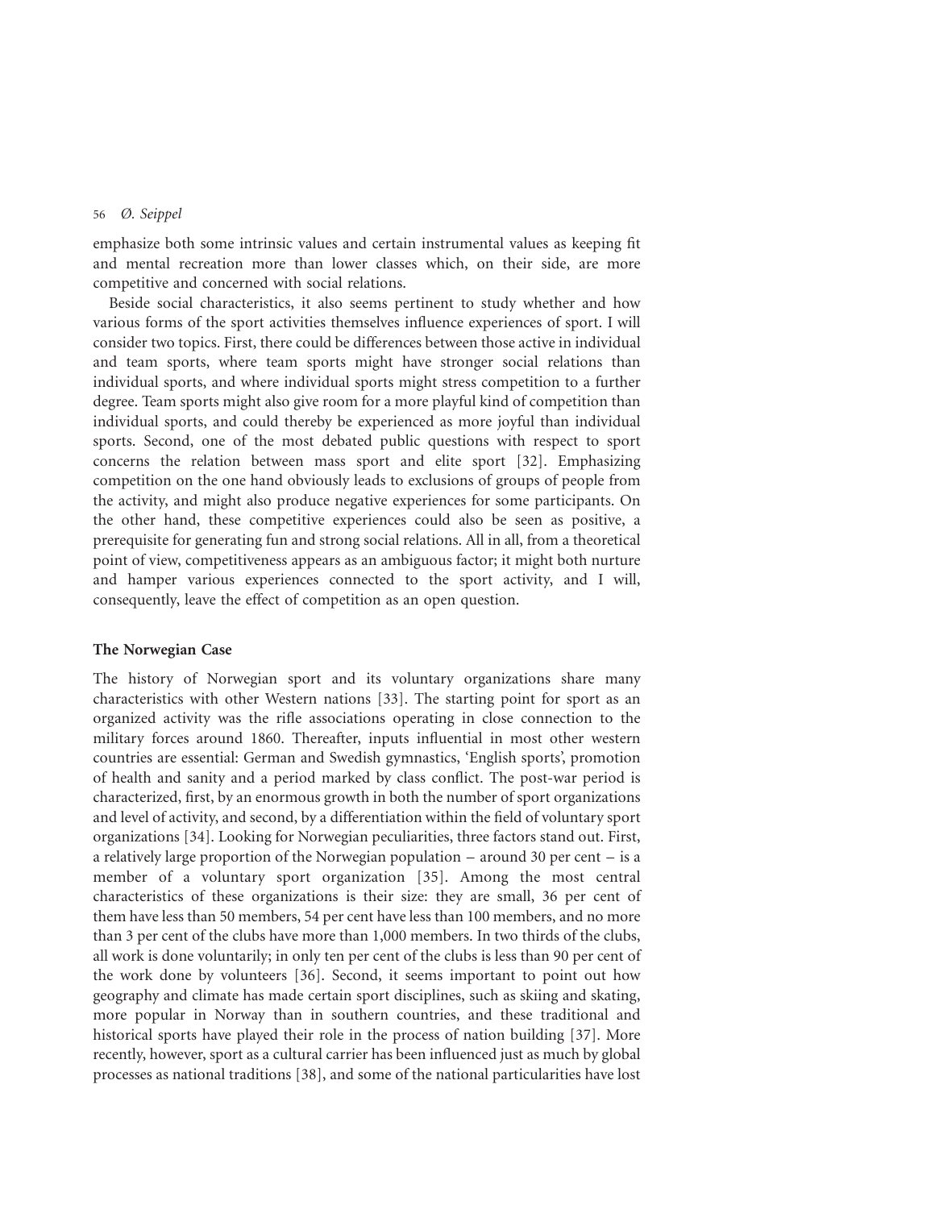emphasize both some intrinsic values and certain instrumental values as keeping fit and mental recreation more than lower classes which, on their side, are more competitive and concerned with social relations.

Beside social characteristics, it also seems pertinent to study whether and how various forms of the sport activities themselves influence experiences of sport. I will consider two topics. First, there could be differences between those active in individual and team sports, where team sports might have stronger social relations than individual sports, and where individual sports might stress competition to a further degree. Team sports might also give room for a more playful kind of competition than individual sports, and could thereby be experienced as more joyful than individual sports. Second, one of the most debated public questions with respect to sport concerns the relation between mass sport and elite sport [32]. Emphasizing competition on the one hand obviously leads to exclusions of groups of people from the activity, and might also produce negative experiences for some participants. On the other hand, these competitive experiences could also be seen as positive, a prerequisite for generating fun and strong social relations. All in all, from a theoretical point of view, competitiveness appears as an ambiguous factor; it might both nurture and hamper various experiences connected to the sport activity, and I will, consequently, leave the effect of competition as an open question.

### The Norwegian Case

The history of Norwegian sport and its voluntary organizations share many characteristics with other Western nations [33]. The starting point for sport as an organized activity was the rifle associations operating in close connection to the military forces around 1860. Thereafter, inputs influential in most other western countries are essential: German and Swedish gymnastics, 'English sports', promotion of health and sanity and a period marked by class conflict. The post-war period is characterized, first, by an enormous growth in both the number of sport organizations and level of activity, and second, by a differentiation within the field of voluntary sport organizations [34]. Looking for Norwegian peculiarities, three factors stand out. First, a relatively large proportion of the Norwegian population – around 30 per cent – is a member of a voluntary sport organization [35]. Among the most central characteristics of these organizations is their size: they are small, 36 per cent of them have less than 50 members, 54 per cent have less than 100 members, and no more than 3 per cent of the clubs have more than 1,000 members. In two thirds of the clubs, all work is done voluntarily; in only ten per cent of the clubs is less than 90 per cent of the work done by volunteers [36]. Second, it seems important to point out how geography and climate has made certain sport disciplines, such as skiing and skating, more popular in Norway than in southern countries, and these traditional and historical sports have played their role in the process of nation building [37]. More recently, however, sport as a cultural carrier has been influenced just as much by global processes as national traditions [38], and some of the national particularities have lost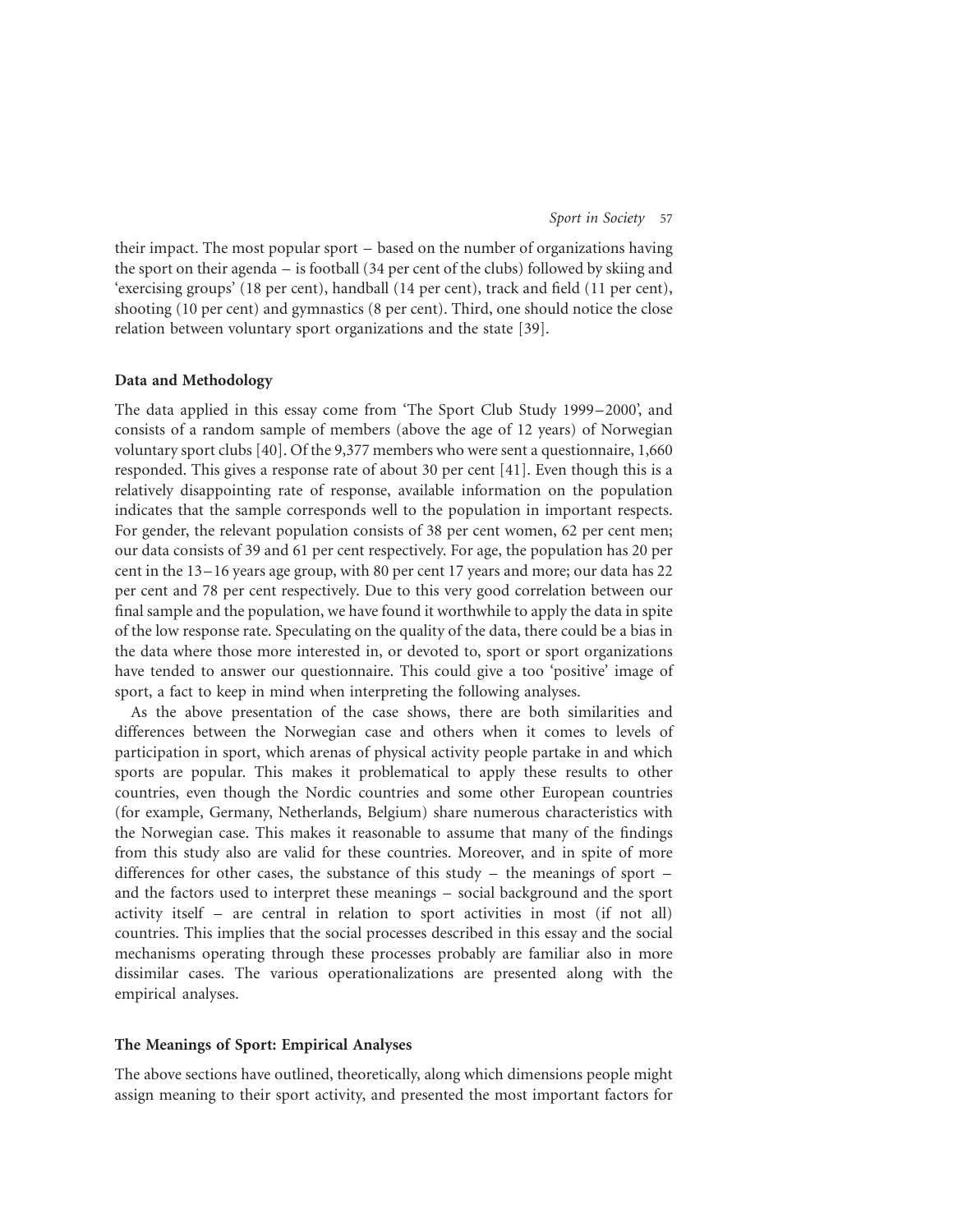their impact. The most popular sport – based on the number of organizations having the sport on their agenda – is football (34 per cent of the clubs) followed by skiing and 'exercising groups' (18 per cent), handball (14 per cent), track and field (11 per cent), shooting (10 per cent) and gymnastics (8 per cent). Third, one should notice the close relation between voluntary sport organizations and the state [39].

## Data and Methodology

The data applied in this essay come from 'The Sport Club Study 1999–2000', and consists of a random sample of members (above the age of 12 years) of Norwegian voluntary sport clubs [40]. Of the 9,377 members who were sent a questionnaire, 1,660 responded. This gives a response rate of about 30 per cent [41]. Even though this is a relatively disappointing rate of response, available information on the population indicates that the sample corresponds well to the population in important respects. For gender, the relevant population consists of 38 per cent women, 62 per cent men; our data consists of 39 and 61 per cent respectively. For age, the population has 20 per cent in the 13–16 years age group, with 80 per cent 17 years and more; our data has 22 per cent and 78 per cent respectively. Due to this very good correlation between our final sample and the population, we have found it worthwhile to apply the data in spite of the low response rate. Speculating on the quality of the data, there could be a bias in the data where those more interested in, or devoted to, sport or sport organizations have tended to answer our questionnaire. This could give a too 'positive' image of sport, a fact to keep in mind when interpreting the following analyses.

As the above presentation of the case shows, there are both similarities and differences between the Norwegian case and others when it comes to levels of participation in sport, which arenas of physical activity people partake in and which sports are popular. This makes it problematical to apply these results to other countries, even though the Nordic countries and some other European countries (for example, Germany, Netherlands, Belgium) share numerous characteristics with the Norwegian case. This makes it reasonable to assume that many of the findings from this study also are valid for these countries. Moreover, and in spite of more differences for other cases, the substance of this study – the meanings of sport – and the factors used to interpret these meanings – social background and the sport activity itself – are central in relation to sport activities in most (if not all) countries. This implies that the social processes described in this essay and the social mechanisms operating through these processes probably are familiar also in more dissimilar cases. The various operationalizations are presented along with the empirical analyses.

## The Meanings of Sport: Empirical Analyses

The above sections have outlined, theoretically, along which dimensions people might assign meaning to their sport activity, and presented the most important factors for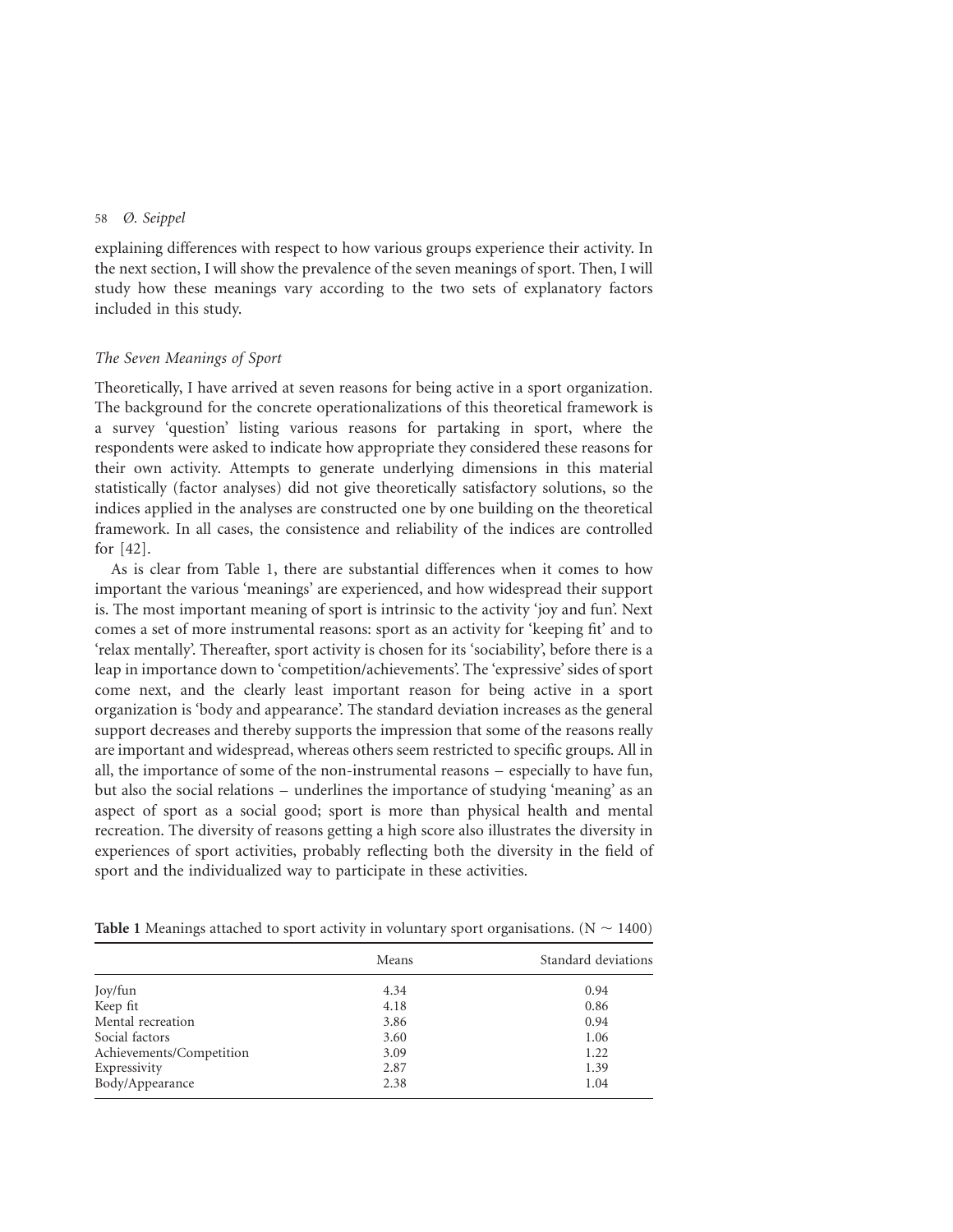explaining differences with respect to how various groups experience their activity. In the next section, I will show the prevalence of the seven meanings of sport. Then, I will study how these meanings vary according to the two sets of explanatory factors included in this study.

### *The Seven Meanings of Sport*

Theoretically, I have arrived at seven reasons for being active in a sport organization. The background for the concrete operationalizations of this theoretical framework is a survey 'question' listing various reasons for partaking in sport, where the respondents were asked to indicate how appropriate they considered these reasons for their own activity. Attempts to generate underlying dimensions in this material statistically (factor analyses) did not give theoretically satisfactory solutions, so the indices applied in the analyses are constructed one by one building on the theoretical framework. In all cases, the consistence and reliability of the indices are controlled for [42].

As is clear from Table 1, there are substantial differences when it comes to how important the various 'meanings' are experienced, and how widespread their support is. The most important meaning of sport is intrinsic to the activity 'joy and fun'. Next comes a set of more instrumental reasons: sport as an activity for 'keeping fit' and to 'relax mentally'. Thereafter, sport activity is chosen for its 'sociability', before there is a leap in importance down to 'competition/achievements'. The 'expressive' sides of sport come next, and the clearly least important reason for being active in a sport organization is 'body and appearance'. The standard deviation increases as the general support decreases and thereby supports the impression that some of the reasons really are important and widespread, whereas others seem restricted to specific groups. All in all, the importance of some of the non-instrumental reasons – especially to have fun, but also the social relations – underlines the importance of studying 'meaning' as an aspect of sport as a social good; sport is more than physical health and mental recreation. The diversity of reasons getting a high score also illustrates the diversity in experiences of sport activities, probably reflecting both the diversity in the field of sport and the individualized way to participate in these activities.

**Table 1** Meanings attached to sport activity in voluntary sport organisations. ($N \sim 1400$)

| | Means | Standard deviations |
|---|---|---|
| Joy/fun | 4.34 | 0.94 |
| Keep fit | 4.18 | 0.86 |
| Mental recreation | 3.86 | 0.94 |
| Social factors | 3.60 | 1.06 |
| Achievements/Competition | 3.09 | 1.22 |
| Expressivity | 2.87 | 1.39 |
| Body/Appearance | 2.38 | 1.04 |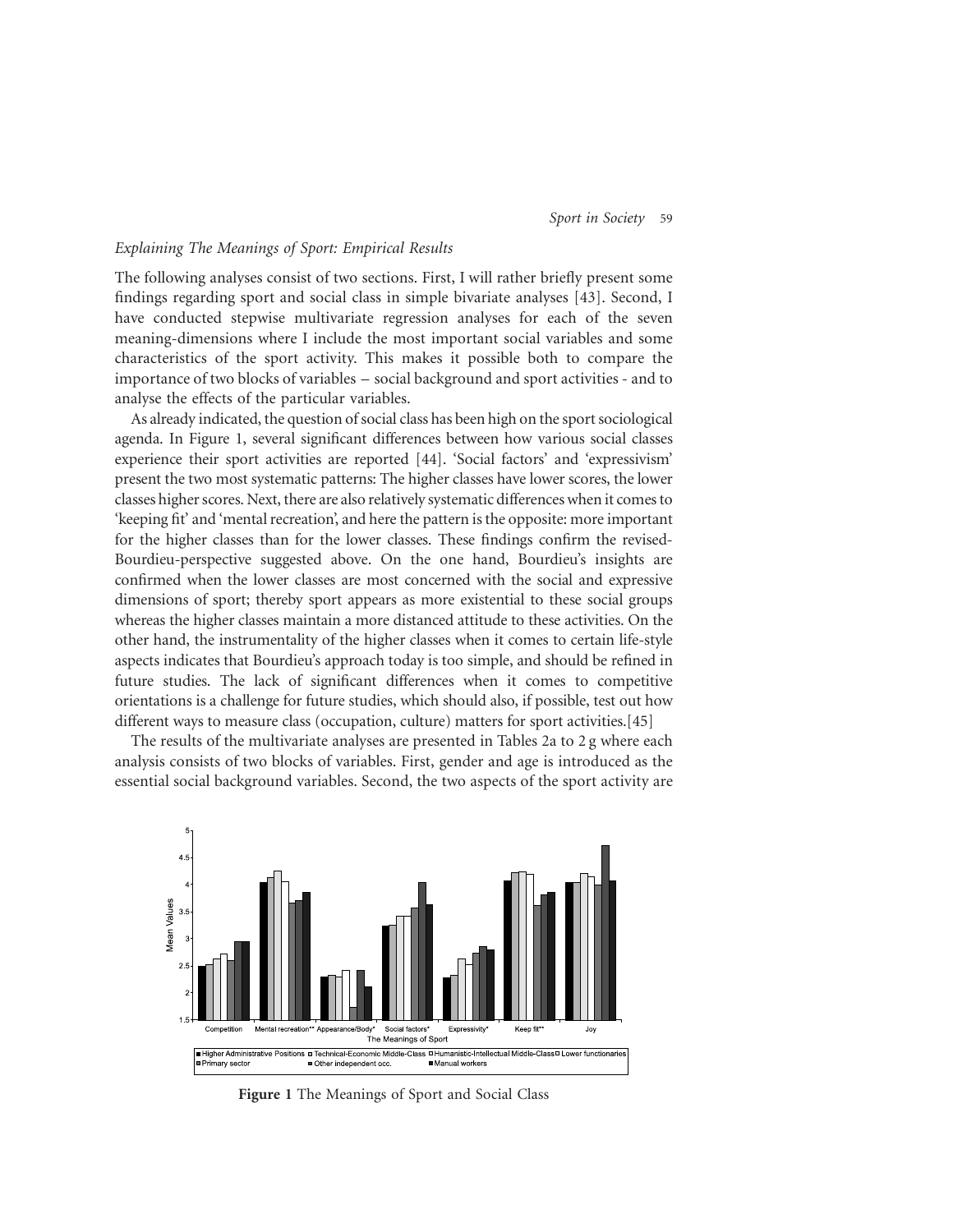## *Explaining The Meanings of Sport: Empirical Results*

The following analyses consist of two sections. First, I will rather briefly present some findings regarding sport and social class in simple bivariate analyses [43]. Second, I have conducted stepwise multivariate regression analyses for each of the seven meaning-dimensions where I include the most important social variables and some characteristics of the sport activity. This makes it possible both to compare the importance of two blocks of variables – social background and sport activities - and to analyse the effects of the particular variables.

As already indicated, the question of social class has been high on the sport sociological agenda. In Figure 1, several significant differences between how various social classes experience their sport activities are reported [44]. 'Social factors' and 'expressivism' present the two most systematic patterns: The higher classes have lower scores, the lower classes higher scores. Next, there are also relatively systematic differences when it comes to 'keeping fit' and 'mental recreation', and here the pattern is the opposite: more important for the higher classes than for the lower classes. These findings confirm the revised-Bourdieu-perspective suggested above. On the one hand, Bourdieu's insights are confirmed when the lower classes are most concerned with the social and expressive dimensions of sport; thereby sport appears as more existential to these social groups whereas the higher classes maintain a more distanced attitude to these activities. On the other hand, the instrumentality of the higher classes when it comes to certain life-style aspects indicates that Bourdieu's approach today is too simple, and should be refined in future studies. The lack of significant differences when it comes to competitive orientations is a challenge for future studies, which should also, if possible, test out how different ways to measure class (occupation, culture) matters for sport activities.[45]

The results of the multivariate analyses are presented in Tables 2a to 2 g where each analysis consists of two blocks of variables. First, gender and age is introduced as the essential social background variables. Second, the two aspects of the sport activity are

**Figure 1** The Meanings of Sport and Social Class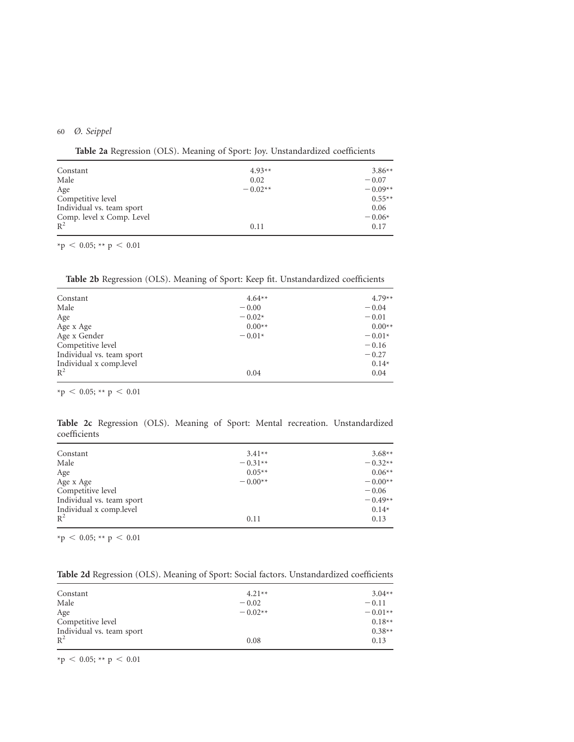**Table 2a** Regression (OLS). Meaning of Sport: Joy. Unstandardized coefficients

| | | |
|---|---|---|
| Constant | 4.93** | 3.86** |
| Male | 0.02 | −0.07 |
| Age | −0.02** | −0.09** |
| Competitive level | | 0.55** |
| Individual vs. team sport | | 0.06 |
| Comp. level x Comp. Level | | −0.06* |
| $R^2$ | 0.11 | 0.17 |

*p < 0.05; ** p < 0.01

**Table 2b** Regression (OLS). Meaning of Sport: Keep fit. Unstandardized coefficients

| | | |
|---|---|---|
| Constant | 4.64** | 4.79** |
| Male | −0.00 | −0.04 |
| Age | −0.02* | −0.01 |
| Age x Age | 0.00** | 0.00** |
| Age x Gender | −0.01* | −0.01* |
| Competitive level | | −0.16 |
| Individual vs. team sport | | −0.27 |
| Individual x comp.level | | 0.14* |
| $R^2$ | 0.04 | 0.04 |

*p < 0.05; ** p < 0.01

**Table 2c** Regression (OLS). Meaning of Sport: Mental recreation. Unstandardized coefficients

| | | |
|---|---|---|
| Constant | 3.41** | 3.68** |
| Male | −0.31** | −0.32** |
| Age | 0.05** | 0.06** |
| Age x Age | −0.00** | −0.00** |
| Competitive level | | −0.06 |
| Individual vs. team sport | | −0.49** |
| Individual x comp.level | | 0.14* |
| $R^2$ | 0.11 | 0.13 |

*p < 0.05; ** p < 0.01

**Table 2d** Regression (OLS). Meaning of Sport: Social factors. Unstandardized coefficients

| | | |
|---|---|---|
| Constant | 4.21** | 3.04** |
| Male | −0.02 | −0.11 |
| Age | −0.02** | −0.01** |
| Competitive level | | 0.18** |
| Individual vs. team sport | | 0.38** |
| $R^2$ | 0.08 | 0.13 |

*p < 0.05; ** p < 0.01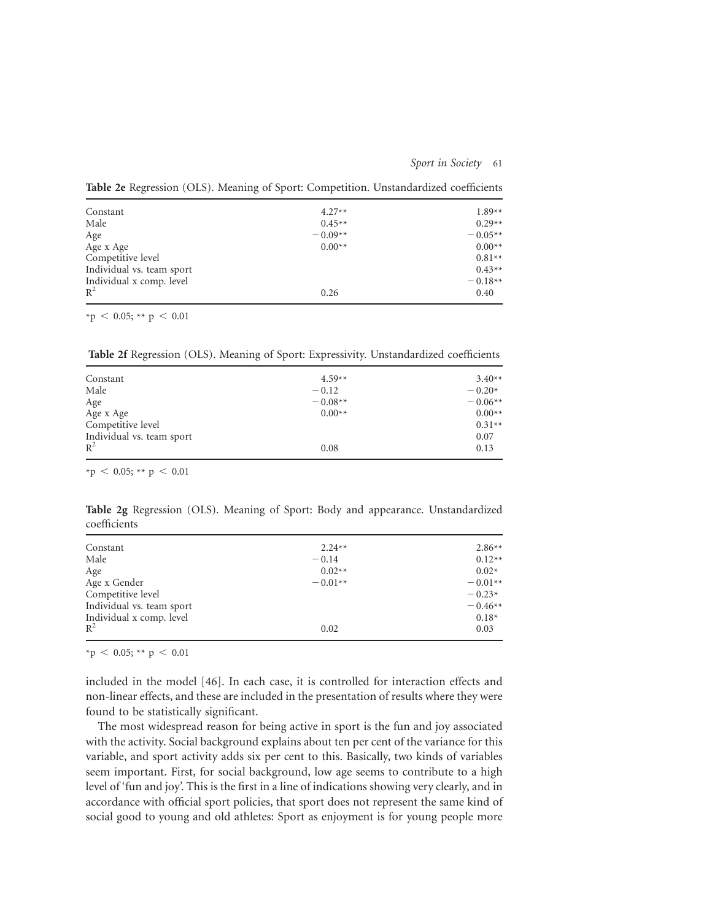**Table 2e** Regression (OLS). Meaning of Sport: Competition. Unstandardized coefficients

| | | |
|---|---|---|
| Constant | 4.27** | 1.89** |
| Male | 0.45** | 0.29** |
| Age | −0.09** | −0.05** |
| Age x Age | 0.00** | 0.00** |
| Competitive level | | 0.81** |
| Individual vs. team sport | | 0.43** |
| Individual x comp. level | | −0.18** |
| $R^2$ | 0.26 | 0.40 |

*p < 0.05; ** p < 0.01

**Table 2f** Regression (OLS). Meaning of Sport: Expressivity. Unstandardized coefficients

| | | |
|---|---|---|
| Constant | 4.59** | 3.40** |
| Male | −0.12 | −0.20* |
| Age | −0.08** | −0.06** |
| Age x Age | 0.00** | 0.00** |
| Competitive level | | 0.31** |
| Individual vs. team sport | | 0.07 |
| $R^2$ | 0.08 | 0.13 |

*p < 0.05; ** p < 0.01

**Table 2g** Regression (OLS). Meaning of Sport: Body and appearance. Unstandardized coefficients

| | | |
|---|---|---|
| Constant | 2.24** | 2.86** |
| Male | −0.14 | 0.12** |
| Age | 0.02** | 0.02* |
| Age x Gender | −0.01** | −0.01** |
| Competitive level | | −0.23* |
| Individual vs. team sport | | −0.46** |
| Individual x comp. level | | 0.18* |
| $R^2$ | 0.02 | 0.03 |

*p < 0.05; ** p < 0.01

included in the model [46]. In each case, it is controlled for interaction effects and non-linear effects, and these are included in the presentation of results where they were found to be statistically significant.

The most widespread reason for being active in sport is the fun and joy associated with the activity. Social background explains about ten per cent of the variance for this variable, and sport activity adds six per cent to this. Basically, two kinds of variables seem important. First, for social background, low age seems to contribute to a high level of 'fun and joy'. This is the first in a line of indications showing very clearly, and in accordance with official sport policies, that sport does not represent the same kind of social good to young and old athletes: Sport as enjoyment is for young people more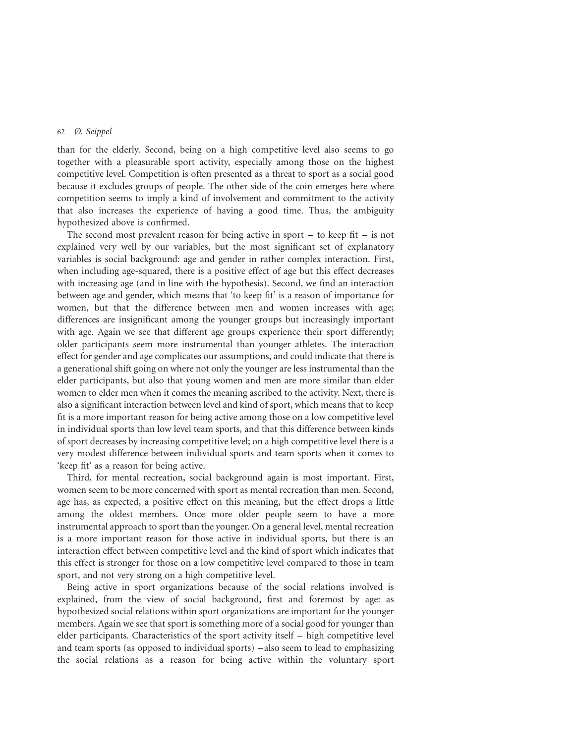than for the elderly. Second, being on a high competitive level also seems to go together with a pleasurable sport activity, especially among those on the highest competitive level. Competition is often presented as a threat to sport as a social good because it excludes groups of people. The other side of the coin emerges here where competition seems to imply a kind of involvement and commitment to the activity that also increases the experience of having a good time. Thus, the ambiguity hypothesized above is confirmed.

The second most prevalent reason for being active in sport – to keep fit – is not explained very well by our variables, but the most significant set of explanatory variables is social background: age and gender in rather complex interaction. First, when including age-squared, there is a positive effect of age but this effect decreases with increasing age (and in line with the hypothesis). Second, we find an interaction between age and gender, which means that 'to keep fit' is a reason of importance for women, but that the difference between men and women increases with age; differences are insignificant among the younger groups but increasingly important with age. Again we see that different age groups experience their sport differently; older participants seem more instrumental than younger athletes. The interaction effect for gender and age complicates our assumptions, and could indicate that there is a generational shift going on where not only the younger are less instrumental than the elder participants, but also that young women and men are more similar than elder women to elder men when it comes the meaning ascribed to the activity. Next, there is also a significant interaction between level and kind of sport, which means that to keep fit is a more important reason for being active among those on a low competitive level in individual sports than low level team sports, and that this difference between kinds of sport decreases by increasing competitive level; on a high competitive level there is a very modest difference between individual sports and team sports when it comes to 'keep fit' as a reason for being active.

Third, for mental recreation, social background again is most important. First, women seem to be more concerned with sport as mental recreation than men. Second, age has, as expected, a positive effect on this meaning, but the effect drops a little among the oldest members. Once more older people seem to have a more instrumental approach to sport than the younger. On a general level, mental recreation is a more important reason for those active in individual sports, but there is an interaction effect between competitive level and the kind of sport which indicates that this effect is stronger for those on a low competitive level compared to those in team sport, and not very strong on a high competitive level.

Being active in sport organizations because of the social relations involved is explained, from the view of social background, first and foremost by age: as hypothesized social relations within sport organizations are important for the younger members. Again we see that sport is something more of a social good for younger than elder participants. Characteristics of the sport activity itself – high competitive level and team sports (as opposed to individual sports) – also seem to lead to emphasizing the social relations as a reason for being active within the voluntary sport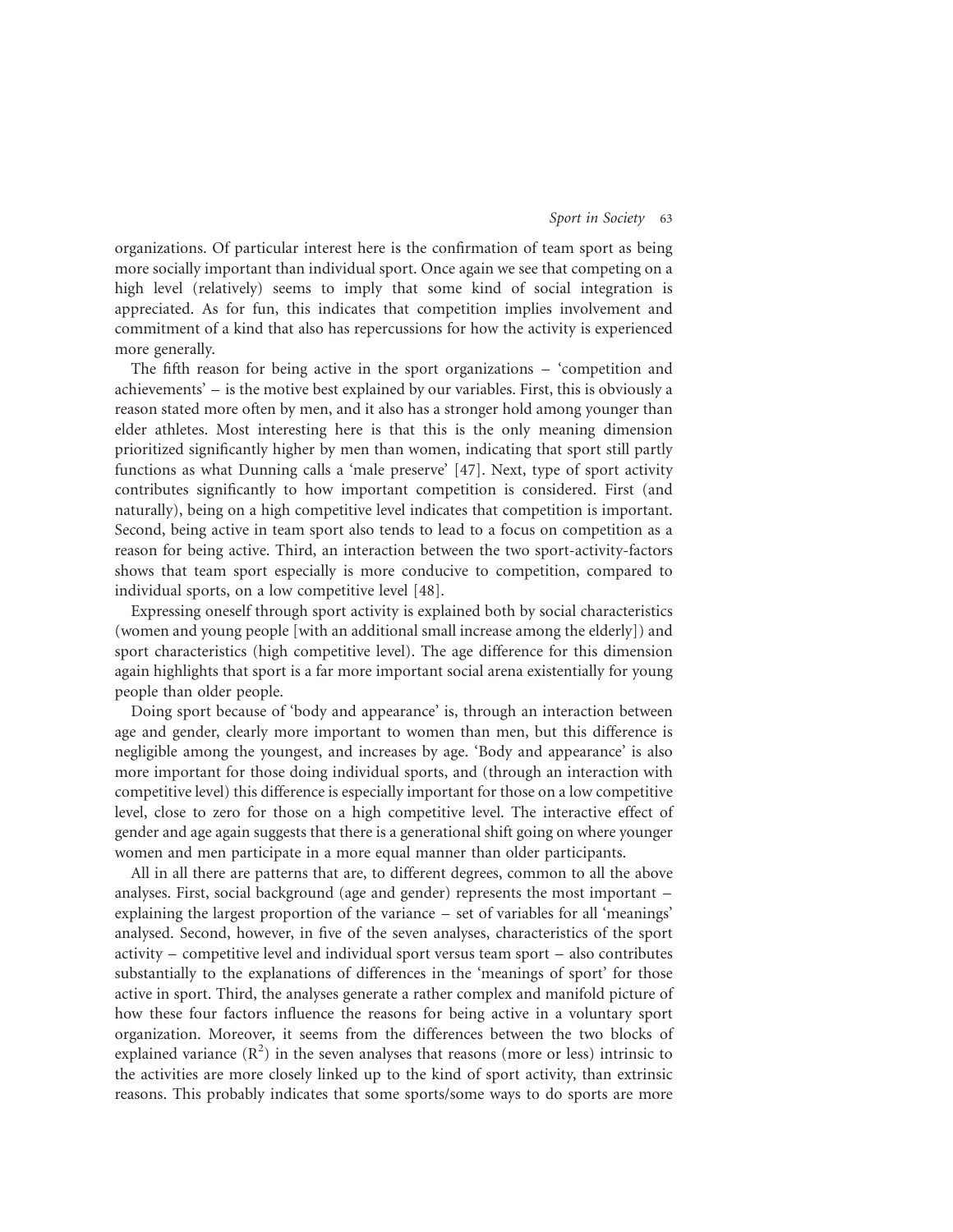organizations. Of particular interest here is the confirmation of team sport as being more socially important than individual sport. Once again we see that competing on a high level (relatively) seems to imply that some kind of social integration is appreciated. As for fun, this indicates that competition implies involvement and commitment of a kind that also has repercussions for how the activity is experienced more generally.

The fifth reason for being active in the sport organizations – 'competition and achievements' – is the motive best explained by our variables. First, this is obviously a reason stated more often by men, and it also has a stronger hold among younger than elder athletes. Most interesting here is that this is the only meaning dimension prioritized significantly higher by men than women, indicating that sport still partly functions as what Dunning calls a 'male preserve' [47]. Next, type of sport activity contributes significantly to how important competition is considered. First (and naturally), being on a high competitive level indicates that competition is important. Second, being active in team sport also tends to lead to a focus on competition as a reason for being active. Third, an interaction between the two sport-activity-factors shows that team sport especially is more conducive to competition, compared to individual sports, on a low competitive level [48].

Expressing oneself through sport activity is explained both by social characteristics (women and young people [with an additional small increase among the elderly]) and sport characteristics (high competitive level). The age difference for this dimension again highlights that sport is a far more important social arena existentially for young people than older people.

Doing sport because of 'body and appearance' is, through an interaction between age and gender, clearly more important to women than men, but this difference is negligible among the youngest, and increases by age. 'Body and appearance' is also more important for those doing individual sports, and (through an interaction with competitive level) this difference is especially important for those on a low competitive level, close to zero for those on a high competitive level. The interactive effect of gender and age again suggests that there is a generational shift going on where younger women and men participate in a more equal manner than older participants.

All in all there are patterns that are, to different degrees, common to all the above analyses. First, social background (age and gender) represents the most important – explaining the largest proportion of the variance – set of variables for all 'meanings' analysed. Second, however, in five of the seven analyses, characteristics of the sport activity – competitive level and individual sport versus team sport – also contributes substantially to the explanations of differences in the 'meanings of sport' for those active in sport. Third, the analyses generate a rather complex and manifold picture of how these four factors influence the reasons for being active in a voluntary sport organization. Moreover, it seems from the differences between the two blocks of explained variance ($R^2$) in the seven analyses that reasons (more or less) intrinsic to the activities are more closely linked up to the kind of sport activity, than extrinsic reasons. This probably indicates that some sports/some ways to do sports are more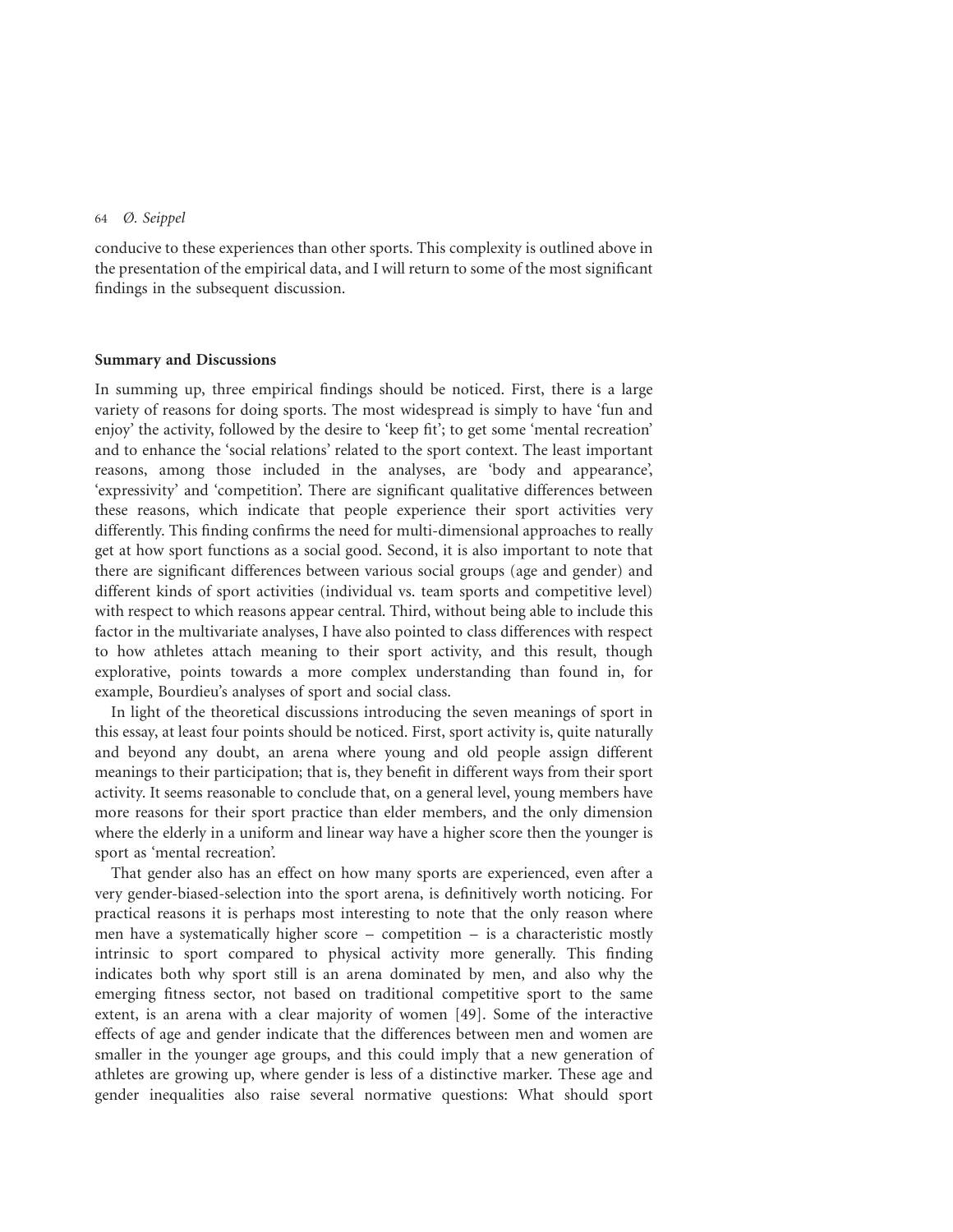conducive to these experiences than other sports. This complexity is outlined above in the presentation of the empirical data, and I will return to some of the most significant findings in the subsequent discussion.

**Summary and Discussions**

In summing up, three empirical findings should be noticed. First, there is a large variety of reasons for doing sports. The most widespread is simply to have 'fun and enjoy' the activity, followed by the desire to 'keep fit'; to get some 'mental recreation' and to enhance the 'social relations' related to the sport context. The least important reasons, among those included in the analyses, are 'body and appearance', 'expressivity' and 'competition'. There are significant qualitative differences between these reasons, which indicate that people experience their sport activities very differently. This finding confirms the need for multi-dimensional approaches to really get at how sport functions as a social good. Second, it is also important to note that there are significant differences between various social groups (age and gender) and different kinds of sport activities (individual vs. team sports and competitive level) with respect to which reasons appear central. Third, without being able to include this factor in the multivariate analyses, I have also pointed to class differences with respect to how athletes attach meaning to their sport activity, and this result, though explorative, points towards a more complex understanding than found in, for example, Bourdieu's analyses of sport and social class.

In light of the theoretical discussions introducing the seven meanings of sport in this essay, at least four points should be noticed. First, sport activity is, quite naturally and beyond any doubt, an arena where young and old people assign different meanings to their participation; that is, they benefit in different ways from their sport activity. It seems reasonable to conclude that, on a general level, young members have more reasons for their sport practice than elder members, and the only dimension where the elderly in a uniform and linear way have a higher score then the younger is sport as 'mental recreation'.

That gender also has an effect on how many sports are experienced, even after a very gender-biased-selection into the sport arena, is definitively worth noticing. For practical reasons it is perhaps most interesting to note that the only reason where men have a systematically higher score – competition – is a characteristic mostly intrinsic to sport compared to physical activity more generally. This finding indicates both why sport still is an arena dominated by men, and also why the emerging fitness sector, not based on traditional competitive sport to the same extent, is an arena with a clear majority of women [49]. Some of the interactive effects of age and gender indicate that the differences between men and women are smaller in the younger age groups, and this could imply that a new generation of athletes are growing up, where gender is less of a distinctive marker. These age and gender inequalities also raise several normative questions: What should sport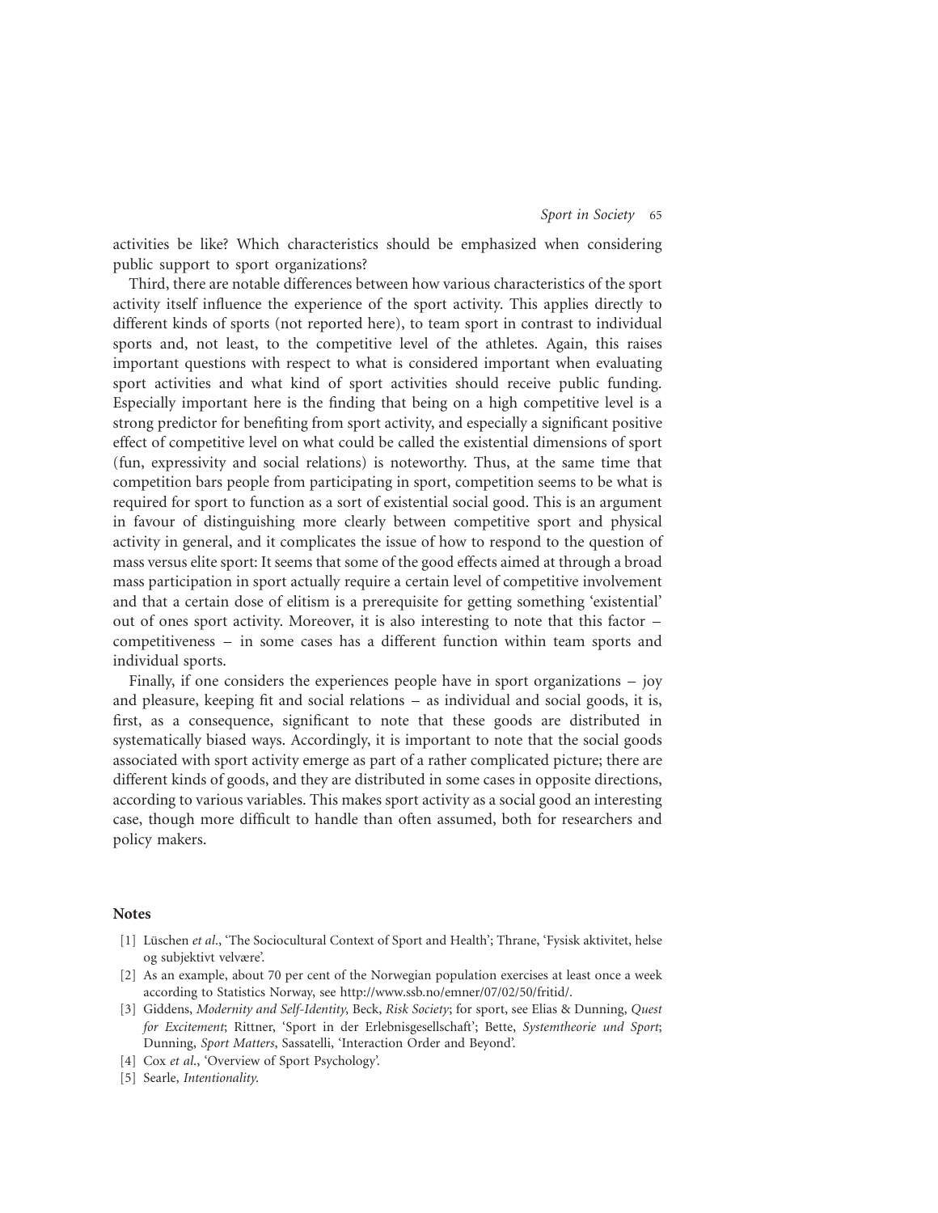activities be like? Which characteristics should be emphasized when considering public support to sport organizations?

Third, there are notable differences between how various characteristics of the sport activity itself influence the experience of the sport activity. This applies directly to different kinds of sports (not reported here), to team sport in contrast to individual sports and, not least, to the competitive level of the athletes. Again, this raises important questions with respect to what is considered important when evaluating sport activities and what kind of sport activities should receive public funding. Especially important here is the finding that being on a high competitive level is a strong predictor for benefiting from sport activity, and especially a significant positive effect of competitive level on what could be called the existential dimensions of sport (fun, expressivity and social relations) is noteworthy. Thus, at the same time that competition bars people from participating in sport, competition seems to be what is required for sport to function as a sort of existential social good. This is an argument in favour of distinguishing more clearly between competitive sport and physical activity in general, and it complicates the issue of how to respond to the question of mass versus elite sport: It seems that some of the good effects aimed at through a broad mass participation in sport actually require a certain level of competitive involvement and that a certain dose of elitism is a prerequisite for getting something 'existential' out of ones sport activity. Moreover, it is also interesting to note that this factor – competitiveness – in some cases has a different function within team sports and individual sports.

Finally, if one considers the experiences people have in sport organizations – joy and pleasure, keeping fit and social relations – as individual and social goods, it is, first, as a consequence, significant to note that these goods are distributed in systematically biased ways. Accordingly, it is important to note that the social goods associated with sport activity emerge as part of a rather complicated picture; there are different kinds of goods, and they are distributed in some cases in opposite directions, according to various variables. This makes sport activity as a social good an interesting case, though more difficult to handle than often assumed, both for researchers and policy makers.

## Notes

[1] Lüschen *et al*., 'The Sociocultural Context of Sport and Health'; Thrane, 'Fysisk aktivitet, helse og subjektivt velvære'.

[2] As an example, about 70 per cent of the Norwegian population exercises at least once a week according to Statistics Norway, see http://www.ssb.no/emner/07/02/50/fritid/.

[3] Giddens, *Modernity and Self-Identity*, Beck, *Risk Society*; for sport, see Elias & Dunning, *Quest for Excitement*; Rittner, 'Sport in der Erlebnisgesellschaft'; Bette, *Systemtheorie und Sport*; Dunning, *Sport Matters*, Sassatelli, 'Interaction Order and Beyond'.

[4] Cox *et al*., 'Overview of Sport Psychology'.

[5] Searle, *Intentionality*.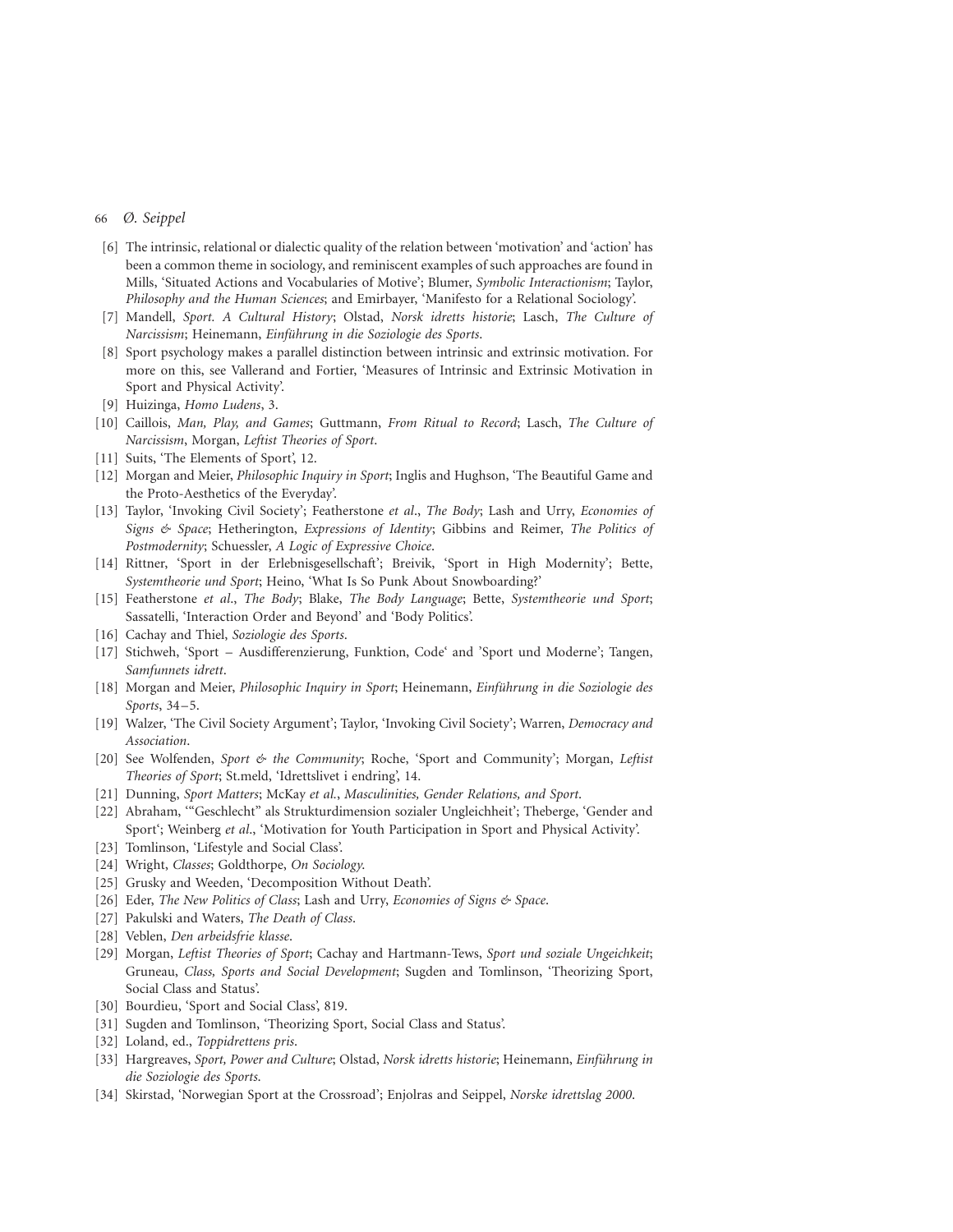[6] The intrinsic, relational or dialectic quality of the relation between 'motivation' and 'action' has been a common theme in sociology, and reminiscent examples of such approaches are found in Mills, 'Situated Actions and Vocabularies of Motive'; Blumer, *Symbolic Interactionism*; Taylor, *Philosophy and the Human Sciences*; and Emirbayer, 'Manifesto for a Relational Sociology'.

[7] Mandell, *Sport. A Cultural History*; Olstad, *Norsk idretts historie*; Lasch, *The Culture of Narcissism*; Heinemann, *Einführung in die Soziologie des Sports*.

[8] Sport psychology makes a parallel distinction between intrinsic and extrinsic motivation. For more on this, see Vallerand and Fortier, 'Measures of Intrinsic and Extrinsic Motivation in Sport and Physical Activity'.

[9] Huizinga, *Homo Ludens*, 3.

[10] Caillois, *Man, Play, and Games*; Guttmann, *From Ritual to Record*; Lasch, *The Culture of Narcissism*, Morgan, *Leftist Theories of Sport*.

[11] Suits, 'The Elements of Sport', 12.

[12] Morgan and Meier, *Philosophic Inquiry in Sport*; Inglis and Hughson, 'The Beautiful Game and the Proto-Aesthetics of the Everyday'.

[13] Taylor, 'Invoking Civil Society'; Featherstone *et al*., *The Body*; Lash and Urry, *Economies of Signs & Space*; Hetherington, *Expressions of Identity*; Gibbins and Reimer, *The Politics of Postmodernity*; Schuessler, *A Logic of Expressive Choice*.

[14] Rittner, 'Sport in der Erlebnisgesellschaft'; Breivik, 'Sport in High Modernity'; Bette, *Systemtheorie und Sport*; Heino, 'What Is So Punk About Snowboarding?'

[15] Featherstone *et al*., *The Body*; Blake, *The Body Language*; Bette, *Systemtheorie und Sport*; Sassatelli, 'Interaction Order and Beyond' and 'Body Politics'.

[16] Cachay and Thiel, *Soziologie des Sports*.

[17] Stichweh, 'Sport – Ausdifferenzierung, Funktion, Code' and 'Sport und Moderne'; Tangen, *Samfunnets idrett*.

[18] Morgan and Meier, *Philosophic Inquiry in Sport*; Heinemann, *Einführung in die Soziologie des Sports*, 34–5.

[19] Walzer, 'The Civil Society Argument'; Taylor, 'Invoking Civil Society'; Warren, *Democracy and Association*.

[20] See Wolfenden, *Sport & the Community*; Roche, 'Sport and Community'; Morgan, *Leftist Theories of Sport*; St.meld, 'Idrettslivet i endring', 14.

[21] Dunning, *Sport Matters*; McKay *et al*., *Masculinities, Gender Relations, and Sport*.

[22] Abraham, '"Geschlecht" als Strukturdimension sozialer Ungleichheit'; Theberge, 'Gender and Sport'; Weinberg *et al*., 'Motivation for Youth Participation in Sport and Physical Activity'.

[23] Tomlinson, 'Lifestyle and Social Class'.

[24] Wright, *Classes*; Goldthorpe, *On Sociology*.

[25] Grusky and Weeden, 'Decomposition Without Death'.

[26] Eder, *The New Politics of Class*; Lash and Urry, *Economies of Signs & Space*.

[27] Pakulski and Waters, *The Death of Class*.

[28] Veblen, *Den arbeidsfrie klasse*.

[29] Morgan, *Leftist Theories of Sport*; Cachay and Hartmann-Tews, *Sport und soziale Ungeichkeit*; Gruneau, *Class, Sports and Social Development*; Sugden and Tomlinson, 'Theorizing Sport, Social Class and Status'.

[30] Bourdieu, 'Sport and Social Class', 819.

[31] Sugden and Tomlinson, 'Theorizing Sport, Social Class and Status'.

[32] Loland, ed., *Toppidrettens pris*.

[33] Hargreaves, *Sport, Power and Culture*; Olstad, *Norsk idretts historie*; Heinemann, *Einführung in die Soziologie des Sports*.

[34] Skirstad, 'Norwegian Sport at the Crossroad'; Enjolras and Seippel, *Norske idrettslag 2000*.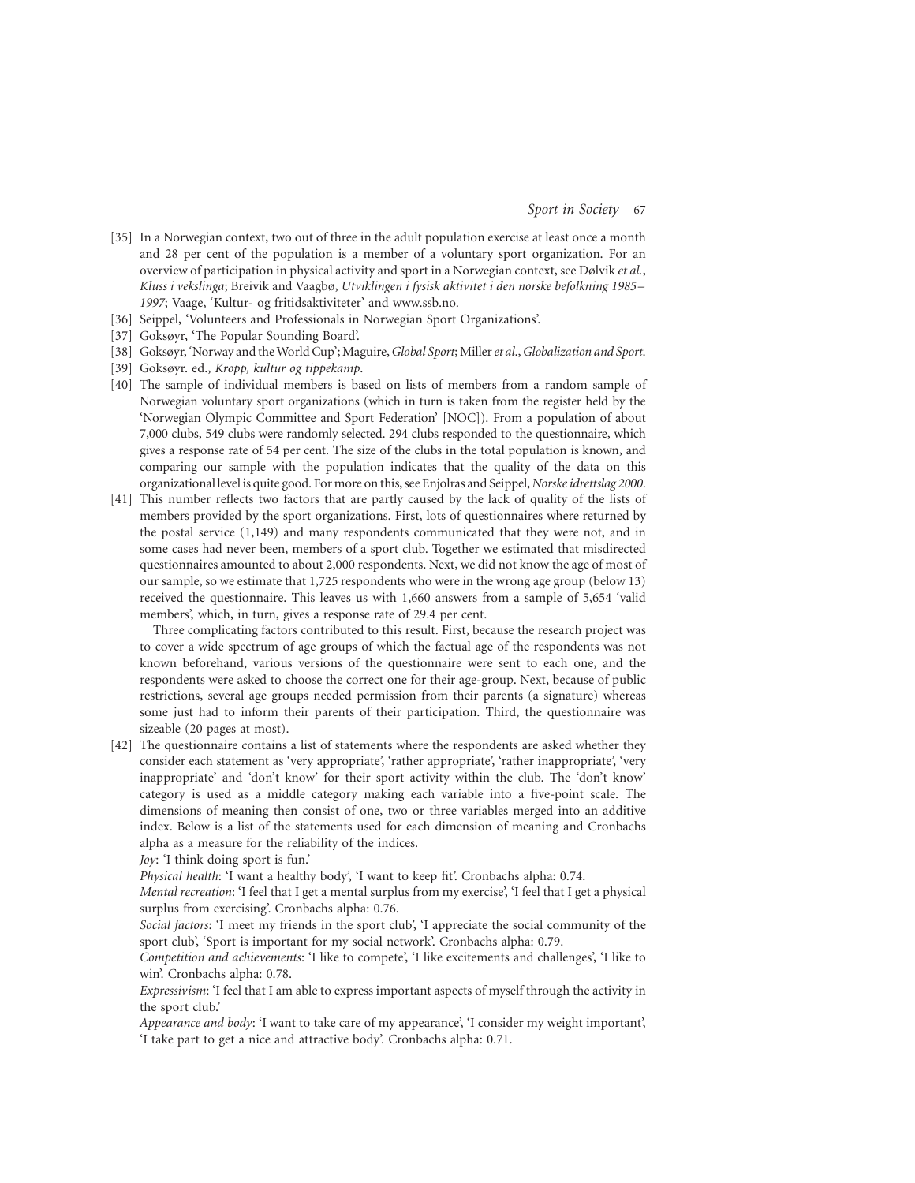[35] In a Norwegian context, two out of three in the adult population exercise at least once a month and 28 per cent of the population is a member of a voluntary sport organization. For an overview of participation in physical activity and sport in a Norwegian context, see Dølvik *et al.*, *Kluss i vekslinga*; Breivik and Vaagbø, *Utviklingen i fysisk aktivitet i den norske befolkning 1985–1997*; Vaage, 'Kultur- og fritidsaktiviteter' and www.ssb.no.

[36] Seippel, 'Volunteers and Professionals in Norwegian Sport Organizations'.

[37] Goksøyr, 'The Popular Sounding Board'.

[38] Goksøyr, 'Norway and the World Cup'; Maguire, *Global Sport*; Miller *et al.*, *Globalization and Sport*.

[39] Goksøyr. ed., *Kropp, kultur og tippekamp*.

[40] The sample of individual members is based on lists of members from a random sample of Norwegian voluntary sport organizations (which in turn is taken from the register held by the 'Norwegian Olympic Committee and Sport Federation' [NOC]). From a population of about 7,000 clubs, 549 clubs were randomly selected. 294 clubs responded to the questionnaire, which gives a response rate of 54 per cent. The size of the clubs in the total population is known, and comparing our sample with the population indicates that the quality of the data on this organizational level is quite good. For more on this, see Enjolras and Seippel, *Norske idrettslag 2000*.

[41] This number reflects two factors that are partly caused by the lack of quality of the lists of members provided by the sport organizations. First, lots of questionnaires where returned by the postal service (1,149) and many respondents communicated that they were not, and in some cases had never been, members of a sport club. Together we estimated that misdirected questionnaires amounted to about 2,000 respondents. Next, we did not know the age of most of our sample, so we estimate that 1,725 respondents who were in the wrong age group (below 13) received the questionnaire. This leaves us with 1,660 answers from a sample of 5,654 'valid members', which, in turn, gives a response rate of 29.4 per cent.

Three complicating factors contributed to this result. First, because the research project was to cover a wide spectrum of age groups of which the factual age of the respondents was not known beforehand, various versions of the questionnaire were sent to each one, and the respondents were asked to choose the correct one for their age-group. Next, because of public restrictions, several age groups needed permission from their parents (a signature) whereas some just had to inform their parents of their participation. Third, the questionnaire was sizeable (20 pages at most).

[42] The questionnaire contains a list of statements where the respondents are asked whether they consider each statement as 'very appropriate', 'rather appropriate', 'rather inappropriate', 'very inappropriate' and 'don't know' for their sport activity within the club. The 'don't know' category is used as a middle category making each variable into a five-point scale. The dimensions of meaning then consist of one, two or three variables merged into an additive index. Below is a list of the statements used for each dimension of meaning and Cronbachs alpha as a measure for the reliability of the indices.

*Joy*: 'I think doing sport is fun.'

*Physical health*: 'I want a healthy body', 'I want to keep fit'. Cronbachs alpha: 0.74.

*Mental recreation*: 'I feel that I get a mental surplus from my exercise', 'I feel that I get a physical surplus from exercising'. Cronbachs alpha: 0.76.

*Social factors*: 'I meet my friends in the sport club', 'I appreciate the social community of the sport club', 'Sport is important for my social network'. Cronbachs alpha: 0.79.

*Competition and achievements*: 'I like to compete', 'I like excitements and challenges', 'I like to win'. Cronbachs alpha: 0.78.

*Expressivism*: 'I feel that I am able to express important aspects of myself through the activity in the sport club.'

*Appearance and body*: 'I want to take care of my appearance', 'I consider my weight important', 'I take part to get a nice and attractive body'. Cronbachs alpha: 0.71.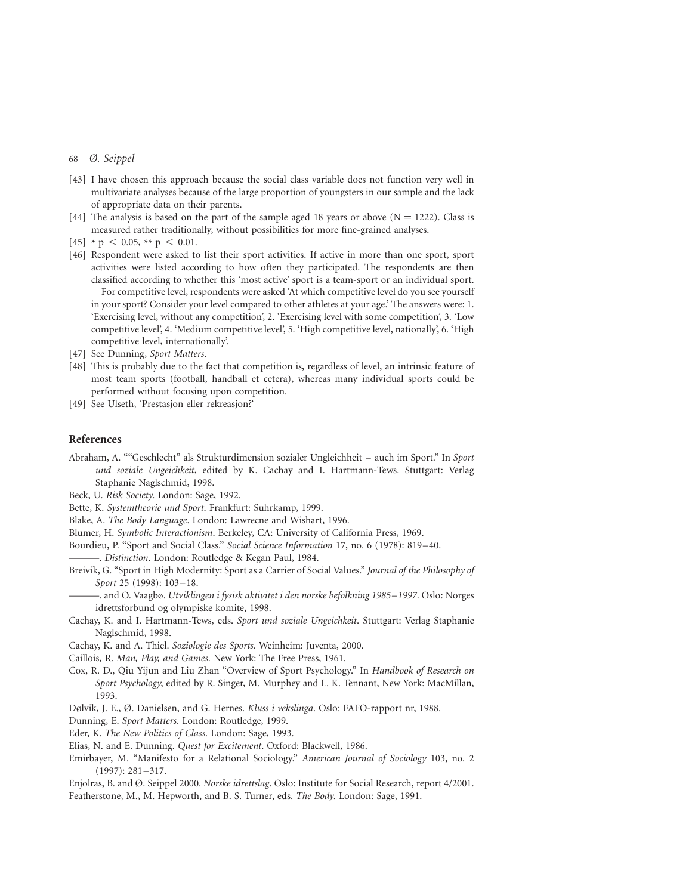[43] I have chosen this approach because the social class variable does not function very well in multivariate analyses because of the large proportion of youngsters in our sample and the lack of appropriate data on their parents.

[44] The analysis is based on the part of the sample aged 18 years or above (N = 1222). Class is measured rather traditionally, without possibilities for more fine-grained analyses.

[45] * $p < 0.05$, ** $p < 0.01$.

[46] Respondent were asked to list their sport activities. If active in more than one sport, sport activities were listed according to how often they participated. The respondents are then classified according to whether this 'most active' sport is a team-sport or an individual sport.

For competitive level, respondents were asked 'At which competitive level do you see yourself in your sport? Consider your level compared to other athletes at your age.' The answers were: 1. 'Exercising level, without any competition', 2. 'Exercising level with some competition', 3. 'Low competitive level', 4. 'Medium competitive level', 5. 'High competitive level, nationally', 6. 'High competitive level, internationally'.

[47] See Dunning, *Sport Matters*.

[48] This is probably due to the fact that competition is, regardless of level, an intrinsic feature of most team sports (football, handball et cetera), whereas many individual sports could be performed without focusing upon competition.

[49] See Ulseth, 'Prestasjon eller rekreasjon?'

## References

Abraham, A. ""Geschlecht" als Strukturdimension sozialer Ungleichheit – auch im Sport." In *Sport und soziale Ungeichkeit*, edited by K. Cachay and I. Hartmann-Tews. Stuttgart: Verlag Staphanie Naglschmid, 1998.

Beck, U. *Risk Society*. London: Sage, 1992.

Bette, K. *Systemtheorie und Sport*. Frankfurt: Suhrkamp, 1999.

Blake, A. *The Body Language*. London: Lawrecne and Wishart, 1996.

Blumer, H. *Symbolic Interactionism*. Berkeley, CA: University of California Press, 1969.

Bourdieu, P. "Sport and Social Class." *Social Science Information* 17, no. 6 (1978): 819–40.

———. *Distinction*. London: Routledge & Kegan Paul, 1984.

Breivik, G. "Sport in High Modernity: Sport as a Carrier of Social Values." *Journal of the Philosophy of Sport* 25 (1998): 103–18.

———. and O. Vaagbø. *Utviklingen i fysisk aktivitet i den norske befolkning 1985–1997*. Oslo: Norges idrettsforbund og olympiske komite, 1998.

Cachay, K. and I. Hartmann-Tews, eds. *Sport und soziale Ungeichkeit*. Stuttgart: Verlag Staphanie Naglschmid, 1998.

Cachay, K. and A. Thiel. *Soziologie des Sports*. Weinheim: Juventa, 2000.

Caillois, R. *Man, Play, and Games*. New York: The Free Press, 1961.

Cox, R. D., Qiu Yijun and Liu Zhan "Overview of Sport Psychology." In *Handbook of Research on Sport Psychology*, edited by R. Singer, M. Murphey and L. K. Tennant, New York: MacMillan, 1993.

Dølvik, J. E., Ø. Danielsen, and G. Hernes. *Kluss i vekslinga*. Oslo: FAFO-rapport nr, 1988.

Dunning, E. *Sport Matters*. London: Routledge, 1999.

Eder, K. *The New Politics of Class*. London: Sage, 1993.

Elias, N. and E. Dunning. *Quest for Excitement*. Oxford: Blackwell, 1986.

Emirbayer, M. "Manifesto for a Relational Sociology." *American Journal of Sociology* 103, no. 2 (1997): 281–317.

Enjolras, B. and Ø. Seippel 2000. *Norske idrettslag*. Oslo: Institute for Social Research, report 4/2001.

Featherstone, M., M. Hepworth, and B. S. Turner, eds. *The Body*. London: Sage, 1991.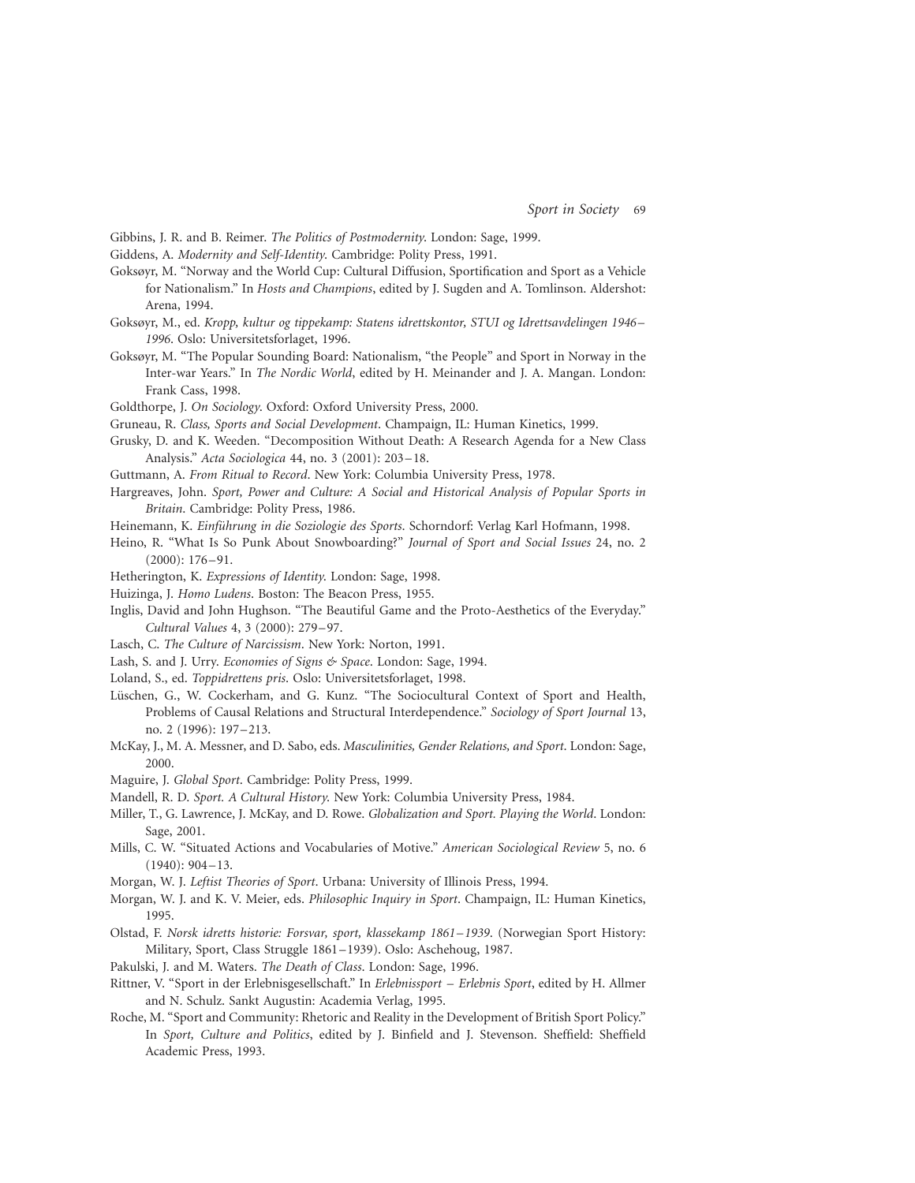Gibbins, J. R. and B. Reimer. *The Politics of Postmodernity*. London: Sage, 1999.

Giddens, A. *Modernity and Self-Identity*. Cambridge: Polity Press, 1991.

Goksøyr, M. "Norway and the World Cup: Cultural Diffusion, Sportification and Sport as a Vehicle for Nationalism." In *Hosts and Champions*, edited by J. Sugden and A. Tomlinson. Aldershot: Arena, 1994.

Goksøyr, M., ed. *Kropp, kultur og tippekamp: Statens idrettskontor, STUI og Idrettsavdelingen 1946–1996*. Oslo: Universitetsforlaget, 1996.

Goksøyr, M. "The Popular Sounding Board: Nationalism, "the People" and Sport in Norway in the Inter-war Years." In *The Nordic World*, edited by H. Meinander and J. A. Mangan. London: Frank Cass, 1998.

Goldthorpe, J. *On Sociology*. Oxford: Oxford University Press, 2000.

Gruneau, R. *Class, Sports and Social Development*. Champaign, IL: Human Kinetics, 1999.

Grusky, D. and K. Weeden. "Decomposition Without Death: A Research Agenda for a New Class Analysis." *Acta Sociologica* 44, no. 3 (2001): 203–18.

Guttmann, A. *From Ritual to Record*. New York: Columbia University Press, 1978.

Hargreaves, John. *Sport, Power and Culture: A Social and Historical Analysis of Popular Sports in Britain*. Cambridge: Polity Press, 1986.

Heinemann, K. *Einführung in die Soziologie des Sports*. Schorndorf: Verlag Karl Hofmann, 1998.

Heino, R. "What Is So Punk About Snowboarding?" *Journal of Sport and Social Issues* 24, no. 2 (2000): 176–91.

Hetherington, K. *Expressions of Identity*. London: Sage, 1998.

Huizinga, J. *Homo Ludens*. Boston: The Beacon Press, 1955.

Inglis, David and John Hughson. "The Beautiful Game and the Proto-Aesthetics of the Everyday." *Cultural Values* 4, 3 (2000): 279–97.

Lasch, C. *The Culture of Narcissism*. New York: Norton, 1991.

Lash, S. and J. Urry. *Economies of Signs & Space*. London: Sage, 1994.

Loland, S., ed. *Toppidrettens pris*. Oslo: Universitetsforlaget, 1998.

Lüschen, G., W. Cockerham, and G. Kunz. "The Sociocultural Context of Sport and Health, Problems of Causal Relations and Structural Interdependence." *Sociology of Sport Journal* 13, no. 2 (1996): 197–213.

McKay, J., M. A. Messner, and D. Sabo, eds. *Masculinities, Gender Relations, and Sport*. London: Sage, 2000.

Maguire, J. *Global Sport*. Cambridge: Polity Press, 1999.

Mandell, R. D. *Sport. A Cultural History*. New York: Columbia University Press, 1984.

Miller, T., G. Lawrence, J. McKay, and D. Rowe. *Globalization and Sport. Playing the World*. London: Sage, 2001.

Mills, C. W. "Situated Actions and Vocabularies of Motive." *American Sociological Review* 5, no. 6 (1940): 904–13.

Morgan, W. J. *Leftist Theories of Sport*. Urbana: University of Illinois Press, 1994.

Morgan, W. J. and K. V. Meier, eds. *Philosophic Inquiry in Sport*. Champaign, IL: Human Kinetics, 1995.

Olstad, F. *Norsk idretts historie: Forsvar, sport, klassekamp 1861–1939*. (Norwegian Sport History: Military, Sport, Class Struggle 1861–1939). Oslo: Aschehoug, 1987.

Pakulski, J. and M. Waters. *The Death of Class*. London: Sage, 1996.

Rittner, V. "Sport in der Erlebnisgesellschaft." In *Erlebnissport – Erlebnis Sport*, edited by H. Allmer and N. Schulz. Sankt Augustin: Academia Verlag, 1995.

Roche, M. "Sport and Community: Rhetoric and Reality in the Development of British Sport Policy." In *Sport, Culture and Politics*, edited by J. Binfield and J. Stevenson. Sheffield: Sheffield Academic Press, 1993.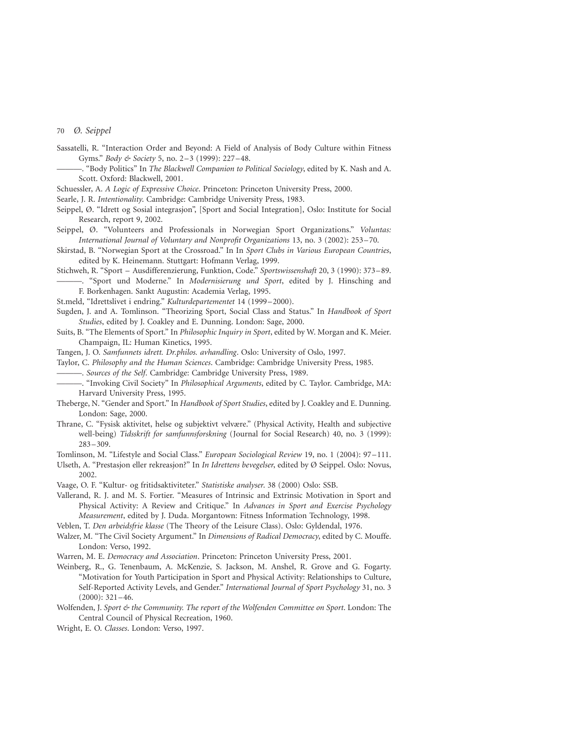Sassatelli, R. "Interaction Order and Beyond: A Field of Analysis of Body Culture within Fitness Gyms." *Body & Society* 5, no. 2–3 (1999): 227–48.

———. "Body Politics" In *The Blackwell Companion to Political Sociology*, edited by K. Nash and A. Scott. Oxford: Blackwell, 2001.

Schuessler, A. *A Logic of Expressive Choice*. Princeton: Princeton University Press, 2000.

Searle, J. R. *Intentionality*. Cambridge: Cambridge University Press, 1983.

Seippel, Ø. "Idrett og Sosial integrasjon", [Sport and Social Integration], Oslo: Institute for Social Research, report 9, 2002.

Seippel, Ø. "Volunteers and Professionals in Norwegian Sport Organizations." *Voluntas: International Journal of Voluntary and Nonprofit Organizations* 13, no. 3 (2002): 253–70.

Skirstad, B. "Norwegian Sport at the Crossroad." In In *Sport Clubs in Various European Countries*, edited by K. Heinemann. Stuttgart: Hofmann Verlag, 1999.

Stichweh, R. "Sport – Ausdifferenzierung, Funktion, Code." *Sportswissenshaft* 20, 3 (1990): 373–89.

———. "Sport und Moderne." In *Modernisierung und Sport*, edited by J. Hinsching and F. Borkenhagen. Sankt Augustin: Academia Verlag, 1995.

St.meld, "Idrettslivet i endring." *Kulturdepartementet* 14 (1999–2000).

Sugden, J. and A. Tomlinson. "Theorizing Sport, Social Class and Status." In *Handbook of Sport Studies*, edited by J. Coakley and E. Dunning. London: Sage, 2000.

Suits, B. "The Elements of Sport." In *Philosophic Inquiry in Sport*, edited by W. Morgan and K. Meier. Champaign, IL: Human Kinetics, 1995.

Tangen, J. O. *Samfunnets idrett. Dr.philos. avhandling*. Oslo: University of Oslo, 1997.

Taylor, C. *Philosophy and the Human Sciences*. Cambridge: Cambridge University Press, 1985.

———. *Sources of the Self*. Cambridge: Cambridge University Press, 1989.

———. "Invoking Civil Society" In *Philosophical Arguments*, edited by C. Taylor. Cambridge, MA: Harvard University Press, 1995.

Theberge, N. "Gender and Sport." In *Handbook of Sport Studies*, edited by J. Coakley and E. Dunning. London: Sage, 2000.

Thrane, C. "Fysisk aktivitet, helse og subjektivt velvære." (Physical Activity, Health and subjective well-being) *Tidsskrift for samfunnsforskning* (Journal for Social Research) 40, no. 3 (1999): 283–309.

Tomlinson, M. "Lifestyle and Social Class." *European Sociological Review* 19, no. 1 (2004): 97–111.

Ulseth, A. "Prestasjon eller rekreasjon?" In *In Idrettens bevegelser*, edited by Ø Seippel. Oslo: Novus, 2002.

Vaage, O. F. "Kultur- og fritidsaktiviteter." *Statistiske analyser*. 38 (2000) Oslo: SSB.

Vallerand, R. J. and M. S. Fortier. "Measures of Intrinsic and Extrinsic Motivation in Sport and Physical Activity: A Review and Critique." In *Advances in Sport and Exercise Psychology Measurement*, edited by J. Duda. Morgantown: Fitness Information Technology, 1998.

Veblen, T. *Den arbeidsfrie klasse* (The Theory of the Leisure Class). Oslo: Gyldendal, 1976.

Walzer, M. "The Civil Society Argument." In *Dimensions of Radical Democracy*, edited by C. Mouffe. London: Verso, 1992.

Warren, M. E. *Democracy and Association*. Princeton: Princeton University Press, 2001.

Weinberg, R., G. Tenenbaum, A. McKenzie, S. Jackson, M. Anshel, R. Grove and G. Fogarty. "Motivation for Youth Participation in Sport and Physical Activity: Relationships to Culture, Self-Reported Activity Levels, and Gender." *International Journal of Sport Psychology* 31, no. 3 (2000): 321–46.

Wolfenden, J. *Sport & the Community. The report of the Wolfenden Committee on Sport*. London: The Central Council of Physical Recreation, 1960.

Wright, E. O. *Classes*. London: Verso, 1997.